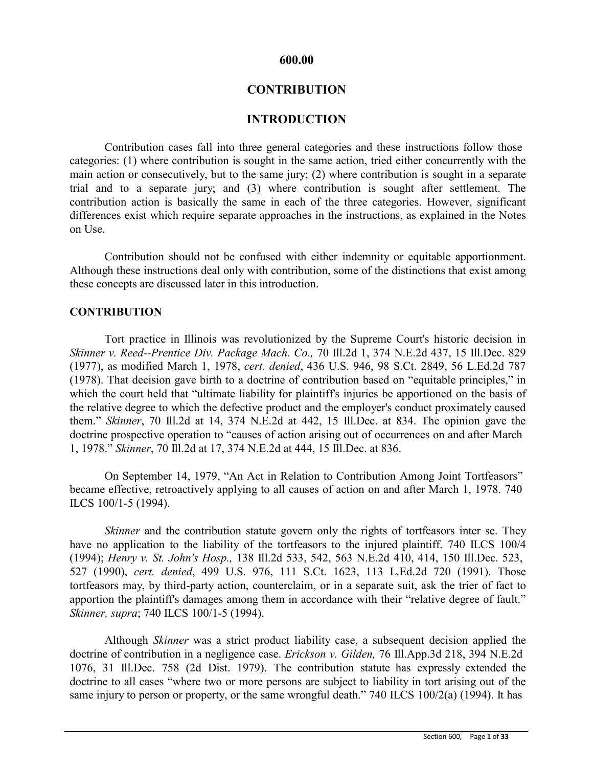# 600.00

# CONTRIBUTION

# INTRODUCTION

Contribution cases fall into three general categories and these instructions follow those categories: (1) where contribution is sought in the same action, tried either concurrently with the main action or consecutively, but to the same jury; (2) where contribution is sought concurrently in a separate trial and to a separate jury; and (3) where contribution is sought after settlement. The contribution action is basically the same in each of the three categories. However, significant differences exist which require separate approaches in the instructions, as explained in the Notes on Use.

Contribution should not be confused with either indemnity or equitable apportionment. Although these instructions deal only with contribution, some of the distinctions that exist among these concepts are discussed later in this introduction.

## CONTRIBUTION

Tort practice in Illinois was revolutionized by the Supreme Court's historic decision in *Skinner v. Reed--Prentice Div. Package Mach. Co.,* 70 Ill.2d 1, 374 N.E.2d 437, 15 Ill.Dec. 829 (1977), as modified March 1, 1978, *cert. denied*, 436 U.S. 946, 98 S.Ct. 2849, 56 L.Ed.2d 787 (1978). That decision gave birth to a doctrine of contribution based on "equitable principles," in which the court held that "ultimate liability for plaintiff's injuries be apportioned on the basis of the relative degree to which the defective product and the employer's conduct proximately caused them." *Skinner*, 70 Ill.2d at 14, 374 N.E.2d at 442, 15 Ill.Dec. at 834. The opinion gave the doctrine prospective operation to "causes of action arising out of occurrences on and after March 1, 1978." *Skinner*, 70 Ill.2d at 17, 374 N.E.2d at 444, 15 Ill.Dec. at 836.

On September 14, 1979, "An Act in Relation to Contribution Among Joint Tortfeasors" became effective, retroactively applying to all causes of action on and after March 1, 1978. 740 ILCS 100/1-5 (1994).

*Skinner* and the contribution statute govern only the rights of tortfeasors inter se. They have no application to the liability of the tortfeasors to the injured plaintiff. 740 ILCS 100/4 (1994); *Henry v. St. John's Hosp.,* 138 Ill.2d 533, 542, 563 N.E.2d 410, 414, 150 Ill.Dec. 523, 527 (1990), *cert. denied*, 499 U.S. 976, 111 S.Ct. 1623, 113 L.Ed.2d 720 (1991). Those tortfeasors may, by third-party action, counterclaim, or in a separate suit, ask the trier of fact to apportion the plaintiff's damages among them in accordance with their "relative degree of fault." *Skinner, supra*; 740 ILCS 100/1-5 (1994).

Although *Skinner* was a strict product liability case, a subsequent decision applied the doctrine of contribution in a negligence case. *Erickson v. Gilden,* 76 Ill.App.3d 218, 394 N.E.2d 1076, 31 Ill.Dec. 758 (2d Dist. 1979). The contribution statute has expressly extended the doctrine to all cases "where two or more persons are subject to liability in tort arising out of the same injury to person or property, or the same wrongful death." 740 ILCS 100/2(a) (1994). It has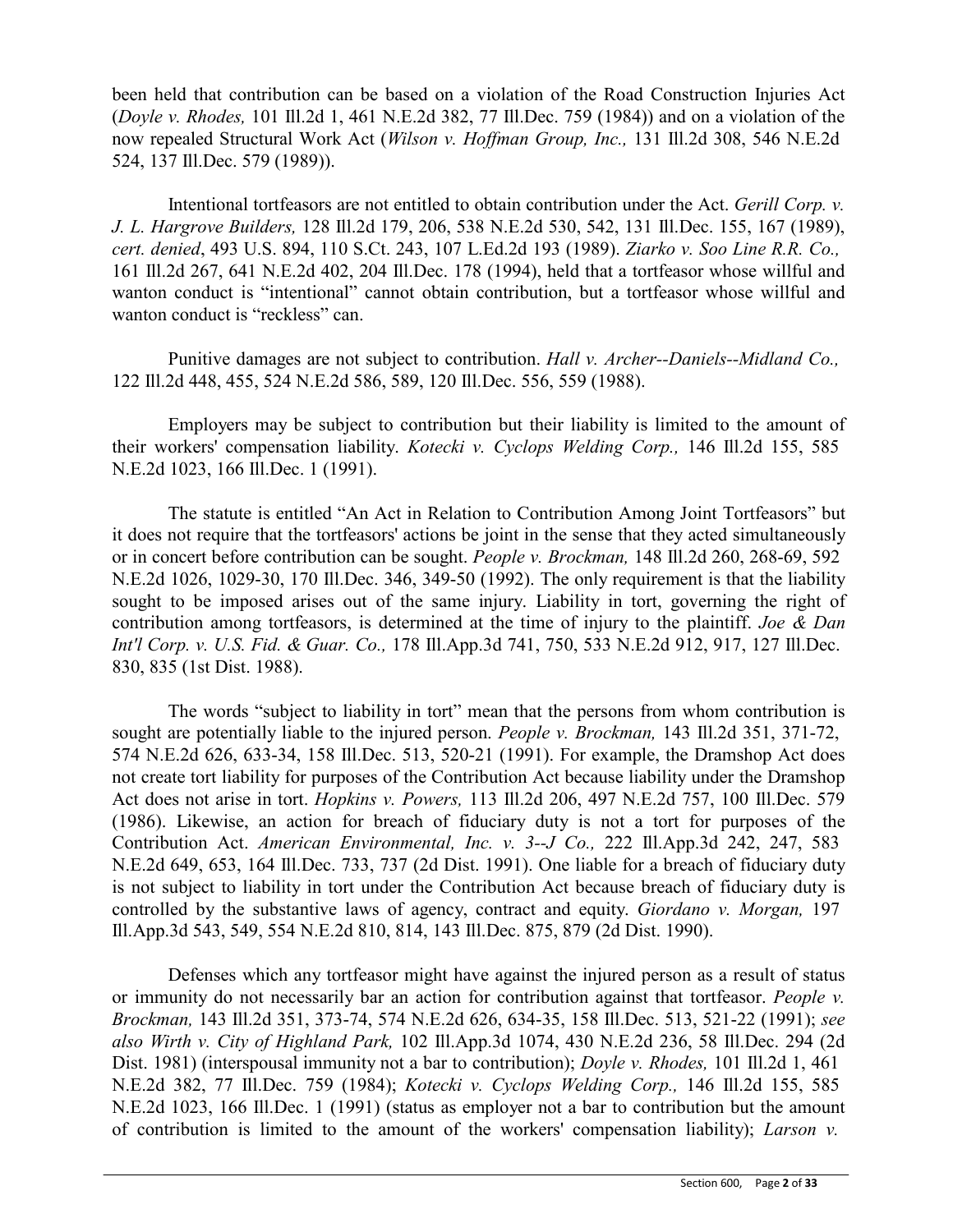been held that contribution can be based on a violation of the Road Construction Injuries Act (*Doyle v. Rhodes,* 101 Ill.2d 1, 461 N.E.2d 382, 77 Ill.Dec. 759 (1984)) and on a violation of the now repealed Structural Work Act (*Wilson v. Hoffman Group, Inc.,* 131 Ill.2d 308, 546 N.E.2d 524, 137 Ill.Dec. 579 (1989)).

Intentional tortfeasors are not entitled to obtain contribution under the Act. *Gerill Corp. v. J. L. Hargrove Builders,* 128 Ill.2d 179, 206, 538 N.E.2d 530, 542, 131 Ill.Dec. 155, 167 (1989), *cert. denied*, 493 U.S. 894, 110 S.Ct. 243, 107 L.Ed.2d 193 (1989). *Ziarko v. Soo Line R.R. Co.,* 161 Ill.2d 267, 641 N.E.2d 402, 204 Ill.Dec. 178 (1994), held that a tortfeasor whose willful and wanton conduct is "intentional" cannot obtain contribution, but a tortfeasor whose willful and wanton conduct is "reckless" can.

Punitive damages are not subject to contribution. *Hall v. Archer--Daniels--Midland Co.,* 122 Ill.2d 448, 455, 524 N.E.2d 586, 589, 120 Ill.Dec. 556, 559 (1988).

Employers may be subject to contribution but their liability is limited to the amount of their workers' compensation liability. *Kotecki v. Cyclops Welding Corp.,* 146 Ill.2d 155, 585 N.E.2d 1023, 166 Ill.Dec. 1 (1991).

The statute is entitled "An Act in Relation to Contribution Among Joint Tortfeasors" but it does not require that the tortfeasors' actions be joint in the sense that they acted simultaneously or in concert before contribution can be sought. *People v. Brockman,* 148 Ill.2d 260, 268-69, 592 N.E.2d 1026, 1029-30, 170 Ill.Dec. 346, 349-50 (1992). The only requirement is that the liability sought to be imposed arises out of the same injury. Liability in tort, governing the right of contribution among tortfeasors, is determined at the time of injury to the plaintiff. *Joe & Dan Int'l Corp. v. U.S. Fid. & Guar. Co.,* 178 Ill.App.3d 741, 750, 533 N.E.2d 912, 917, 127 Ill.Dec. 830, 835 (1st Dist. 1988).

The words "subject to liability in tort" mean that the persons from whom contribution is sought are potentially liable to the injured person. *People v. Brockman,* 143 Ill.2d 351, 371-72, 574 N.E.2d 626, 633-34, 158 Ill.Dec. 513, 520-21 (1991). For example, the Dramshop Act does not create tort liability for purposes of the Contribution Act because liability under the Dramshop Act does not arise in tort. *Hopkins v. Powers,* 113 Ill.2d 206, 497 N.E.2d 757, 100 Ill.Dec. 579 (1986). Likewise, an action for breach of fiduciary duty is not a tort for purposes of the Contribution Act. *American Environmental, Inc. v. 3--J Co.,* 222 Ill.App.3d 242, 247, 583 N.E.2d 649, 653, 164 Ill.Dec. 733, 737 (2d Dist. 1991). One liable for a breach of fiduciary duty is not subject to liability in tort under the Contribution Act because breach of fiduciary duty is controlled by the substantive laws of agency, contract and equity. *Giordano v. Morgan,* 197 Ill.App.3d 543, 549, 554 N.E.2d 810, 814, 143 Ill.Dec. 875, 879 (2d Dist. 1990).

Defenses which any tortfeasor might have against the injured person as a result of status or immunity do not necessarily bar an action for contribution against that tortfeasor. *People v. Brockman,* 143 Ill.2d 351, 373-74, 574 N.E.2d 626, 634-35, 158 Ill.Dec. 513, 521-22 (1991); *see also Wirth v. City of Highland Park,* 102 Ill.App.3d 1074, 430 N.E.2d 236, 58 Ill.Dec. 294 (2d Dist. 1981) (interspousal immunity not a bar to contribution); *Doyle v. Rhodes,* 101 Ill.2d 1, 461 N.E.2d 382, 77 Ill.Dec. 759 (1984); *Kotecki v. Cyclops Welding Corp.,* 146 Ill.2d 155, 585 N.E.2d 1023, 166 Ill.Dec. 1 (1991) (status as employer not a bar to contribution but the amount of contribution is limited to the amount of the workers' compensation liability); *Larson v.*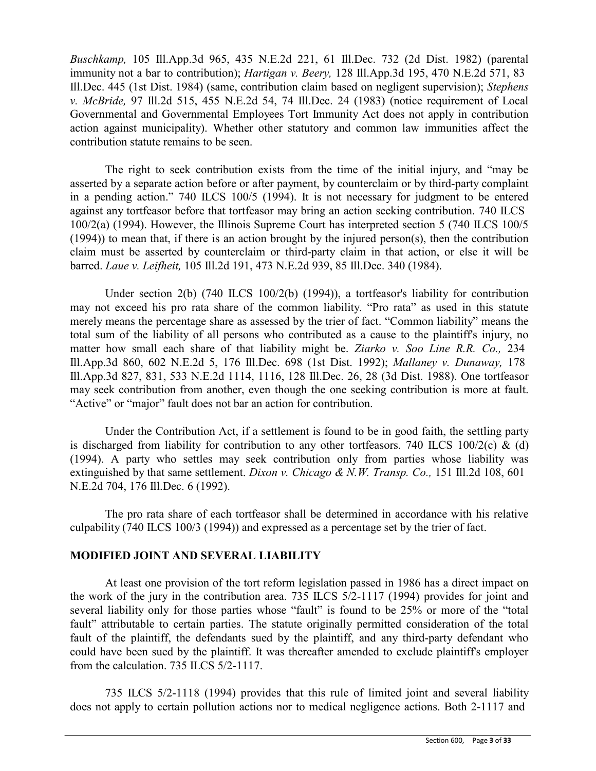*Buschkamp,* 105 Ill.App.3d 965, 435 N.E.2d 221, 61 Ill.Dec. 732 (2d Dist. 1982) (parental immunity not a bar to contribution); *Hartigan v. Beery,* 128 Ill.App.3d 195, 470 N.E.2d 571, 83 Ill.Dec. 445 (1st Dist. 1984) (same, contribution claim based on negligent supervision); *Stephens v. McBride,* 97 Ill.2d 515, 455 N.E.2d 54, 74 Ill.Dec. 24 (1983) (notice requirement of Local Governmental and Governmental Employees Tort Immunity Act does not apply in contribution action against municipality). Whether other statutory and common law immunities affect the contribution statute remains to be seen.

The right to seek contribution exists from the time of the initial injury, and "may be asserted by a separate action before or after payment, by counterclaim or by third-party complaint in a pending action." 740 ILCS 100/5 (1994). It is not necessary for judgment to be entered against any tortfeasor before that tortfeasor may bring an action seeking contribution. 740 ILCS 100/2(a) (1994). However, the Illinois Supreme Court has interpreted section 5 (740 ILCS 100/5 (1994)) to mean that, if there is an action brought by the injured person(s), then the contribution claim must be asserted by counterclaim or third-party claim in that action, or else it will be barred. *Laue v. Leifheit,* 105 Ill.2d 191, 473 N.E.2d 939, 85 Ill.Dec. 340 (1984).

Under section 2(b) (740 ILCS 100/2(b) (1994)), a tortfeasor's liability for contribution may not exceed his pro rata share of the common liability. "Pro rata" as used in this statute merely means the percentage share as assessed by the trier of fact. "Common liability" means the total sum of the liability of all persons who contributed as a cause to the plaintiff's injury, no matter how small each share of that liability might be. *Ziarko v. Soo Line R.R. Co.,* 234 Ill.App.3d 860, 602 N.E.2d 5, 176 Ill.Dec. 698 (1st Dist. 1992); *Mallaney v. Dunaway,* 178 Ill.App.3d 827, 831, 533 N.E.2d 1114, 1116, 128 Ill.Dec. 26, 28 (3d Dist. 1988). One tortfeasor may seek contribution from another, even though the one seeking contribution is more at fault. "Active" or "major" fault does not bar an action for contribution.

Under the Contribution Act, if a settlement is found to be in good faith, the settling party is discharged from liability for contribution to any other tortfeasors. 740 ILCS 100/2(c) & (d) (1994). A party who settles may seek contribution only from parties whose liability was extinguished by that same settlement. *Dixon v. Chicago & N.W. Transp. Co.,* 151 Ill.2d 108, 601 N.E.2d 704, 176 Ill.Dec. 6 (1992).

The pro rata share of each tortfeasor shall be determined in accordance with his relative culpability (740 ILCS 100/3 (1994)) and expressed as a percentage set by the trier of fact.

## MODIFIED JOINT AND SEVERAL LIABILITY

At least one provision of the tort reform legislation passed in 1986 has a direct impact on the work of the jury in the contribution area. 735 ILCS 5/2-1117 (1994) provides for joint and several liability only for those parties whose "fault" is found to be 25% or more of the "total fault" attributable to certain parties. The statute originally permitted consideration of the total fault of the plaintiff, the defendants sued by the plaintiff, and any third-party defendant who could have been sued by the plaintiff. It was thereafter amended to exclude plaintiff's employer from the calculation. 735 ILCS 5/2-1117.

735 ILCS 5/2-1118 (1994) provides that this rule of limited joint and several liability does not apply to certain pollution actions nor to medical negligence actions. Both 2-1117 and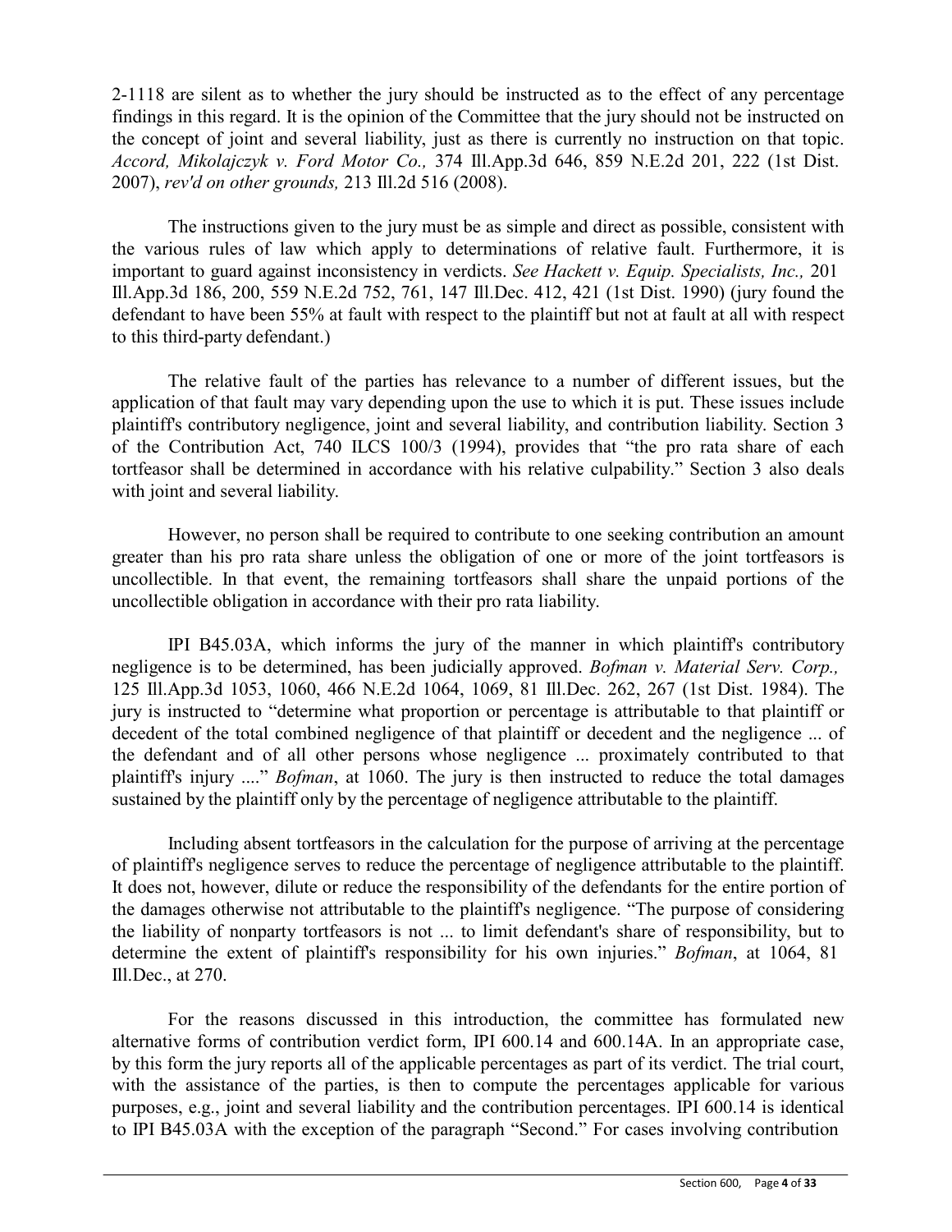2-1118 are silent as to whether the jury should be instructed as to the effect of any percentage findings in this regard. It is the opinion of the Committee that the jury should not be instructed on the concept of joint and several liability, just as there is currently no instruction on that topic. *Accord, Mikolajczyk v. Ford Motor Co.,* 374 Ill.App.3d 646, 859 N.E.2d 201, 222 (1st Dist. 2007), *rev'd on other grounds,* 213 Ill.2d 516 (2008).

The instructions given to the jury must be as simple and direct as possible, consistent with the various rules of law which apply to determinations of relative fault. Furthermore, it is important to guard against inconsistency in verdicts. *See Hackett v. Equip. Specialists, Inc.,* 201 Ill.App.3d 186, 200, 559 N.E.2d 752, 761, 147 Ill.Dec. 412, 421 (1st Dist. 1990) (jury found the defendant to have been 55% at fault with respect to the plaintiff but not at fault at all with respect to this third-party defendant.)

The relative fault of the parties has relevance to a number of different issues, but the application of that fault may vary depending upon the use to which it is put. These issues include plaintiff's contributory negligence, joint and several liability, and contribution liability. Section 3 of the Contribution Act, 740 ILCS 100/3 (1994), provides that "the pro rata share of each tortfeasor shall be determined in accordance with his relative culpability." Section 3 also deals with joint and several liability.

However, no person shall be required to contribute to one seeking contribution an amount greater than his pro rata share unless the obligation of one or more of the joint tortfeasors is uncollectible. In that event, the remaining tortfeasors shall share the unpaid portions of the uncollectible obligation in accordance with their pro rata liability.

IPI B45.03A, which informs the jury of the manner in which plaintiff's contributory negligence is to be determined, has been judicially approved. *Bofman v. Material Serv. Corp.,* 125 Ill.App.3d 1053, 1060, 466 N.E.2d 1064, 1069, 81 Ill.Dec. 262, 267 (1st Dist. 1984). The jury is instructed to "determine what proportion or percentage is attributable to that plaintiff or decedent of the total combined negligence of that plaintiff or decedent and the negligence ... of the defendant and of all other persons whose negligence ... proximately contributed to that plaintiff's injury ...." *Bofman*, at 1060. The jury is then instructed to reduce the total damages sustained by the plaintiff only by the percentage of negligence attributable to the plaintiff.

Including absent tortfeasors in the calculation for the purpose of arriving at the percentage of plaintiff's negligence serves to reduce the percentage of negligence attributable to the plaintiff. It does not, however, dilute or reduce the responsibility of the defendants for the entire portion of the damages otherwise not attributable to the plaintiff's negligence. "The purpose of considering the liability of nonparty tortfeasors is not ... to limit defendant's share of responsibility, but to determine the extent of plaintiff's responsibility for his own injuries." *Bofman*, at 1064, 81 Ill.Dec., at 270.

For the reasons discussed in this introduction, the committee has formulated new alternative forms of contribution verdict form, IPI 600.14 and 600.14A. In an appropriate case, by this form the jury reports all of the applicable percentages as part of its verdict. The trial court, with the assistance of the parties, is then to compute the percentages applicable for various purposes, e.g., joint and several liability and the contribution percentages. IPI 600.14 is identical to IPI B45.03A with the exception of the paragraph "Second." For cases involving contribution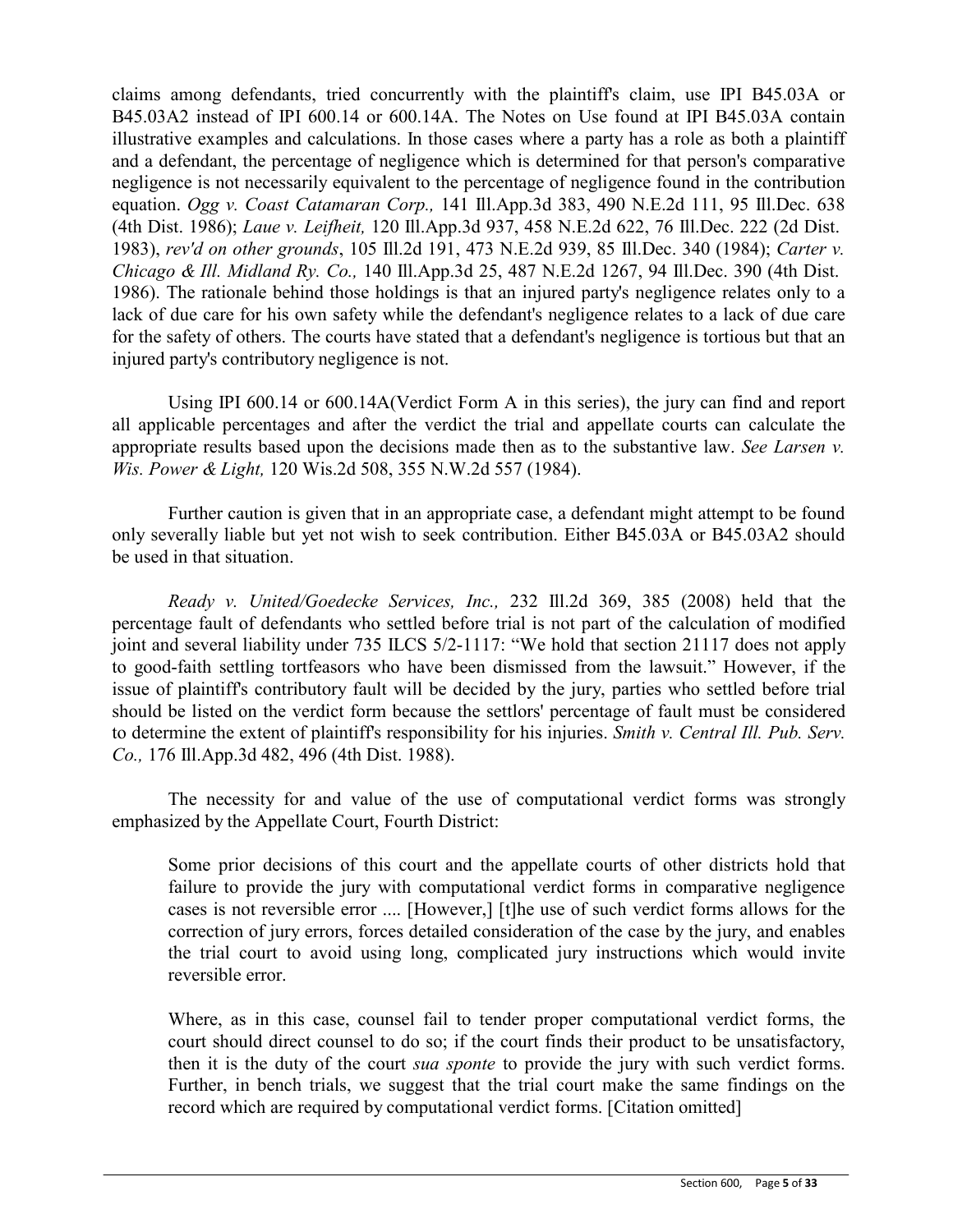claims among defendants, tried concurrently with the plaintiff's claim, use IPI B45.03A or B45.03A2 instead of IPI 600.14 or 600.14A. The Notes on Use found at IPI B45.03A contain illustrative examples and calculations. In those cases where a party has a role as both a plaintiff and a defendant, the percentage of negligence which is determined for that person's comparative negligence is not necessarily equivalent to the percentage of negligence found in the contribution equation. *Ogg v. Coast Catamaran Corp.,* 141 Ill.App.3d 383, 490 N.E.2d 111, 95 Ill.Dec. 638 (4th Dist. 1986); *Laue v. Leifheit,* 120 Ill.App.3d 937, 458 N.E.2d 622, 76 Ill.Dec. 222 (2d Dist. 1983), *rev'd on other grounds*, 105 Ill.2d 191, 473 N.E.2d 939, 85 Ill.Dec. 340 (1984); *Carter v. Chicago & Ill. Midland Ry. Co.,* 140 Ill.App.3d 25, 487 N.E.2d 1267, 94 Ill.Dec. 390 (4th Dist. 1986). The rationale behind those holdings is that an injured party's negligence relates only to a lack of due care for his own safety while the defendant's negligence relates to a lack of due care for the safety of others. The courts have stated that a defendant's negligence is tortious but that an injured party's contributory negligence is not.

Using IPI 600.14 or 600.14A(Verdict Form A in this series), the jury can find and report all applicable percentages and after the verdict the trial and appellate courts can calculate the appropriate results based upon the decisions made then as to the substantive law. *See Larsen v. Wis. Power & Light,* 120 Wis.2d 508, 355 N.W.2d 557 (1984).

Further caution is given that in an appropriate case, a defendant might attempt to be found only severally liable but yet not wish to seek contribution. Either B45.03A or B45.03A2 should be used in that situation.

*Ready v. United/Goedecke Services, Inc.,* 232 Ill.2d 369, 385 (2008) held that the percentage fault of defendants who settled before trial is not part of the calculation of modified joint and several liability under 735 ILCS 5/2-1117: "We hold that section 21117 does not apply to good-faith settling tortfeasors who have been dismissed from the lawsuit." However, if the issue of plaintiff's contributory fault will be decided by the jury, parties who settled before trial should be listed on the verdict form because the settlors' percentage of fault must be considered to determine the extent of plaintiff's responsibility for his injuries. *Smith v. Central Ill. Pub. Serv. Co.,* 176 Ill.App.3d 482, 496 (4th Dist. 1988).

The necessity for and value of the use of computational verdict forms was strongly emphasized by the Appellate Court, Fourth District:

> Some prior decisions of this court and the appellate courts of other districts hold that failure to provide the jury with computational verdict forms in comparative negligence cases is not reversible error .... [However,] [t]he use of such verdict forms allows for the correction of jury errors, forces detailed consideration of the case by the jury, and enables the trial court to avoid using long, complicated jury instructions which would invite reversible error.
>
> Where, as in this case, counsel fail to tender proper computational verdict forms, the court should direct counsel to do so; if the court finds their product to be unsatisfactory, then it is the duty of the court *sua sponte* to provide the jury with such verdict forms. Further, in bench trials, we suggest that the trial court make the same findings on the record which are required by computational verdict forms. [Citation omitted]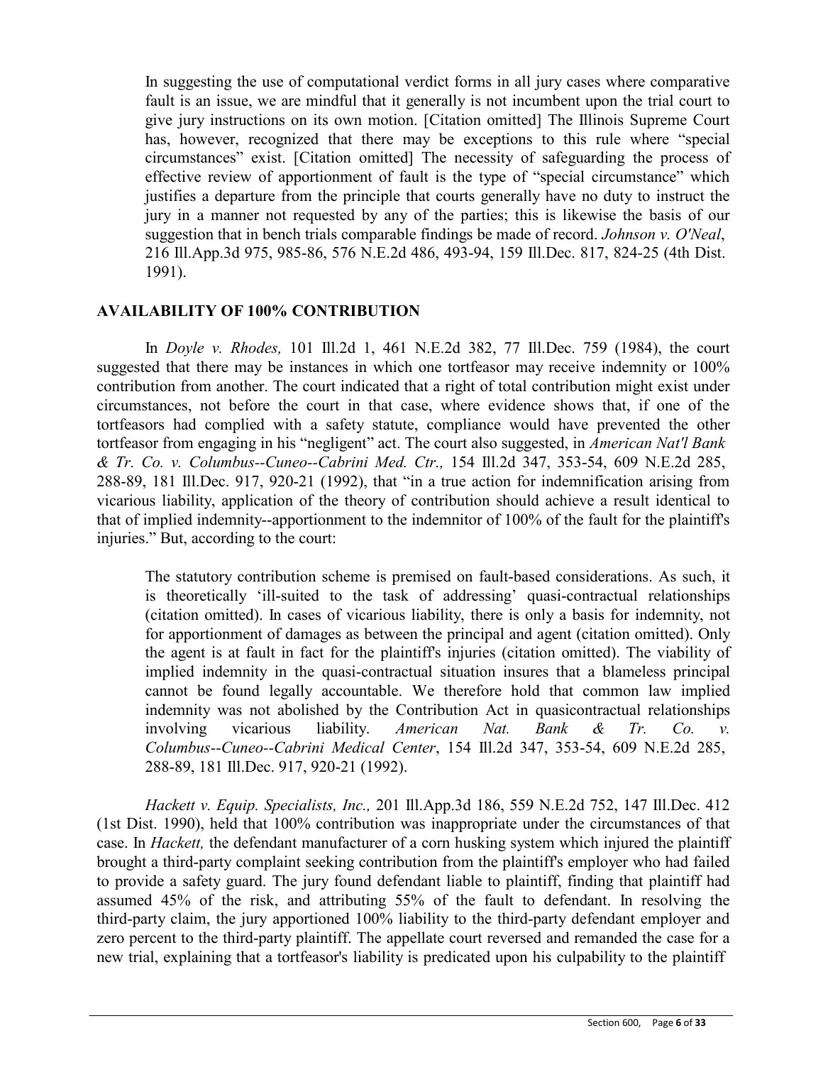> In suggesting the use of computational verdict forms in all jury cases where comparative fault is an issue, we are mindful that it generally is not incumbent upon the trial court to give jury instructions on its own motion. [Citation omitted] The Illinois Supreme Court has, however, recognized that there may be exceptions to this rule where "special circumstances" exist. [Citation omitted] The necessity of safeguarding the process of effective review of apportionment of fault is the type of "special circumstance" which justifies a departure from the principle that courts generally have no duty to instruct the jury in a manner not requested by any of the parties; this is likewise the basis of our suggestion that in bench trials comparable findings be made of record. *Johnson v. O'Neal*, 216 Ill.App.3d 975, 985-86, 576 N.E.2d 486, 493-94, 159 Ill.Dec. 817, 824-25 (4th Dist. 1991).

## AVAILABILITY OF 100% CONTRIBUTION

In *Doyle v. Rhodes,* 101 Ill.2d 1, 461 N.E.2d 382, 77 Ill.Dec. 759 (1984), the court suggested that there may be instances in which one tortfeasor may receive indemnity or 100% contribution from another. The court indicated that a right of total contribution might exist under circumstances, not before the court in that case, where evidence shows that, if one of the tortfeasors had complied with a safety statute, compliance would have prevented the other tortfeasor from engaging in his "negligent" act. The court also suggested, in *American Nat'l Bank & Tr. Co. v. Columbus--Cuneo--Cabrini Med. Ctr.,* 154 Ill.2d 347, 353-54, 609 N.E.2d 285, 288-89, 181 Ill.Dec. 917, 920-21 (1992), that "in a true action for indemnification arising from vicarious liability, application of the theory of contribution should achieve a result identical to that of implied indemnity--apportionment to the indemnitor of 100% of the fault for the plaintiff's injuries." But, according to the court:

> The statutory contribution scheme is premised on fault-based considerations. As such, it is theoretically 'ill-suited to the task of addressing' quasi-contractual relationships (citation omitted). In cases of vicarious liability, there is only a basis for indemnity, not for apportionment of damages as between the principal and agent (citation omitted). Only the agent is at fault in fact for the plaintiff's injuries (citation omitted). The viability of implied indemnity in the quasi-contractual situation insures that a blameless principal cannot be found legally accountable. We therefore hold that common law implied indemnity was not abolished by the Contribution Act in quasicontractual relationships involving vicarious liability. *American Nat. Bank & Tr. Co. v. Columbus--Cuneo--Cabrini Medical Center*, 154 Ill.2d 347, 353-54, 609 N.E.2d 285, 288-89, 181 Ill.Dec. 917, 920-21 (1992).

*Hackett v. Equip. Specialists, Inc.,* 201 Ill.App.3d 186, 559 N.E.2d 752, 147 Ill.Dec. 412 (1st Dist. 1990), held that 100% contribution was inappropriate under the circumstances of that case. In *Hackett,* the defendant manufacturer of a corn husking system which injured the plaintiff brought a third-party complaint seeking contribution from the plaintiff's employer who had failed to provide a safety guard. The jury found defendant liable to plaintiff, finding that plaintiff had assumed 45% of the risk, and attributing 55% of the fault to defendant. In resolving the third-party claim, the jury apportioned 100% liability to the third-party defendant employer and zero percent to the third-party plaintiff. The appellate court reversed and remanded the case for a new trial, explaining that a tortfeasor's liability is predicated upon his culpability to the plaintiff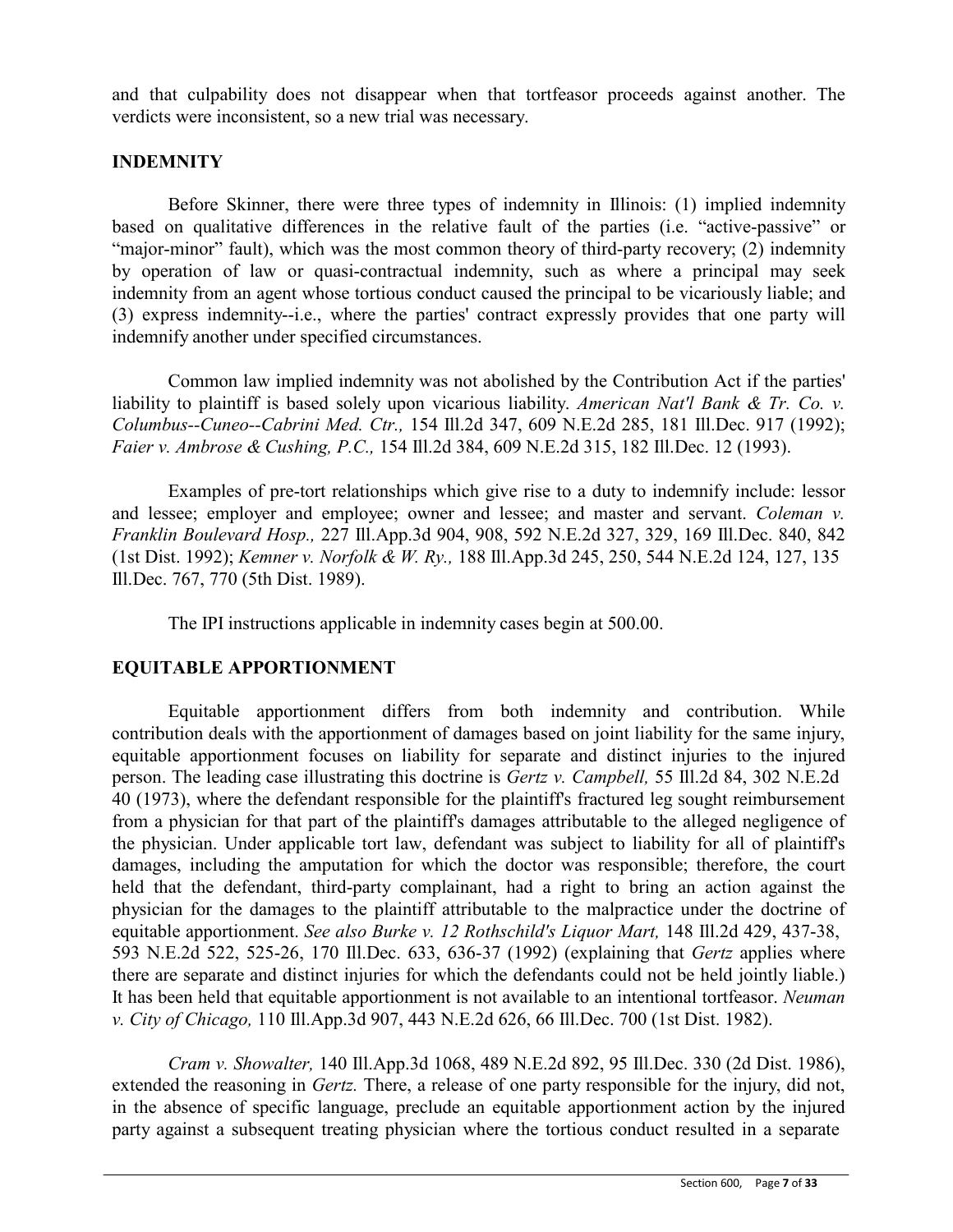and that culpability does not disappear when that tortfeasor proceeds against another. The verdicts were inconsistent, so a new trial was necessary.

## INDEMNITY

Before Skinner, there were three types of indemnity in Illinois: (1) implied indemnity based on qualitative differences in the relative fault of the parties (i.e. "active-passive" or "major-minor" fault), which was the most common theory of third-party recovery; (2) indemnity by operation of law or quasi-contractual indemnity, such as where a principal may seek indemnity from an agent whose tortious conduct caused the principal to be vicariously liable; and (3) express indemnity--i.e., where the parties' contract expressly provides that one party will indemnify another under specified circumstances.

Common law implied indemnity was not abolished by the Contribution Act if the parties' liability to plaintiff is based solely upon vicarious liability. *American Nat'l Bank & Tr. Co. v. Columbus--Cuneo--Cabrini Med. Ctr.,* 154 Ill.2d 347, 609 N.E.2d 285, 181 Ill.Dec. 917 (1992); *Faier v. Ambrose & Cushing, P.C.,* 154 Ill.2d 384, 609 N.E.2d 315, 182 Ill.Dec. 12 (1993).

Examples of pre-tort relationships which give rise to a duty to indemnify include: lessor and lessee; employer and employee; owner and lessee; and master and servant. *Coleman v. Franklin Boulevard Hosp.,* 227 Ill.App.3d 904, 908, 592 N.E.2d 327, 329, 169 Ill.Dec. 840, 842 (1st Dist. 1992); *Kemner v. Norfolk & W. Ry.,* 188 Ill.App.3d 245, 250, 544 N.E.2d 124, 127, 135 Ill.Dec. 767, 770 (5th Dist. 1989).

The IPI instructions applicable in indemnity cases begin at 500.00.

## EQUITABLE APPORTIONMENT

Equitable apportionment differs from both indemnity and contribution. While contribution deals with the apportionment of damages based on joint liability for the same injury, equitable apportionment focuses on liability for separate and distinct injuries to the injured person. The leading case illustrating this doctrine is *Gertz v. Campbell,* 55 Ill.2d 84, 302 N.E.2d 40 (1973), where the defendant responsible for the plaintiff's fractured leg sought reimbursement from a physician for that part of the plaintiff's damages attributable to the alleged negligence of the physician. Under applicable tort law, defendant was subject to liability for all of plaintiff's damages, including the amputation for which the doctor was responsible; therefore, the court held that the defendant, third-party complainant, had a right to bring an action against the physician for the damages to the plaintiff attributable to the malpractice under the doctrine of equitable apportionment. *See also Burke v. 12 Rothschild's Liquor Mart,* 148 Ill.2d 429, 437-38, 593 N.E.2d 522, 525-26, 170 Ill.Dec. 633, 636-37 (1992) (explaining that *Gertz* applies where there are separate and distinct injuries for which the defendants could not be held jointly liable.) It has been held that equitable apportionment is not available to an intentional tortfeasor. *Neuman v. City of Chicago,* 110 Ill.App.3d 907, 443 N.E.2d 626, 66 Ill.Dec. 700 (1st Dist. 1982).

*Cram v. Showalter,* 140 Ill.App.3d 1068, 489 N.E.2d 892, 95 Ill.Dec. 330 (2d Dist. 1986), extended the reasoning in *Gertz.* There, a release of one party responsible for the injury, did not, in the absence of specific language, preclude an equitable apportionment action by the injured party against a subsequent treating physician where the tortious conduct resulted in a separate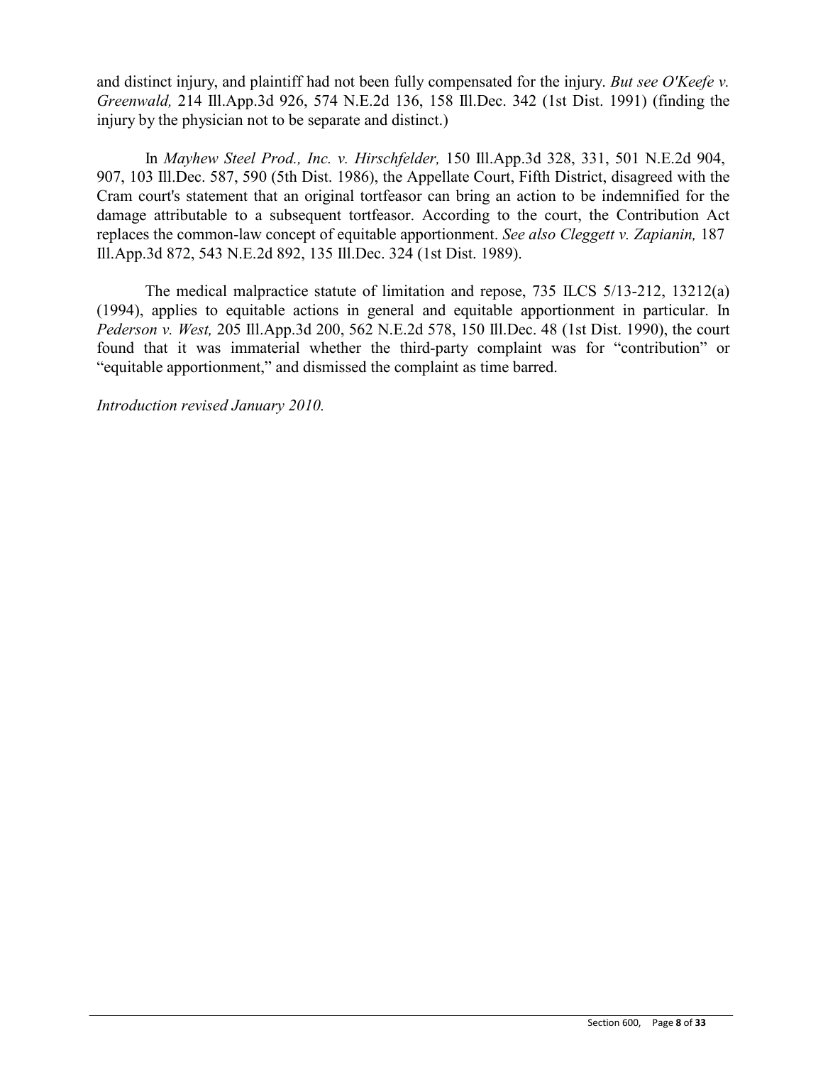and distinct injury, and plaintiff had not been fully compensated for the injury. *But see O'Keefe v. Greenwald,* 214 Ill.App.3d 926, 574 N.E.2d 136, 158 Ill.Dec. 342 (1st Dist. 1991) (finding the injury by the physician not to be separate and distinct.)

In *Mayhew Steel Prod., Inc. v. Hirschfelder,* 150 Ill.App.3d 328, 331, 501 N.E.2d 904, 907, 103 Ill.Dec. 587, 590 (5th Dist. 1986), the Appellate Court, Fifth District, disagreed with the Cram court's statement that an original tortfeasor can bring an action to be indemnified for the damage attributable to a subsequent tortfeasor. According to the court, the Contribution Act replaces the common-law concept of equitable apportionment. *See also Cleggett v. Zapianin,* 187 Ill.App.3d 872, 543 N.E.2d 892, 135 Ill.Dec. 324 (1st Dist. 1989).

The medical malpractice statute of limitation and repose, 735 ILCS 5/13-212, 13212(a) (1994), applies to equitable actions in general and equitable apportionment in particular. In *Pederson v. West,* 205 Ill.App.3d 200, 562 N.E.2d 578, 150 Ill.Dec. 48 (1st Dist. 1990), the court found that it was immaterial whether the third-party complaint was for "contribution" or "equitable apportionment," and dismissed the complaint as time barred.

*Introduction revised January 2010.*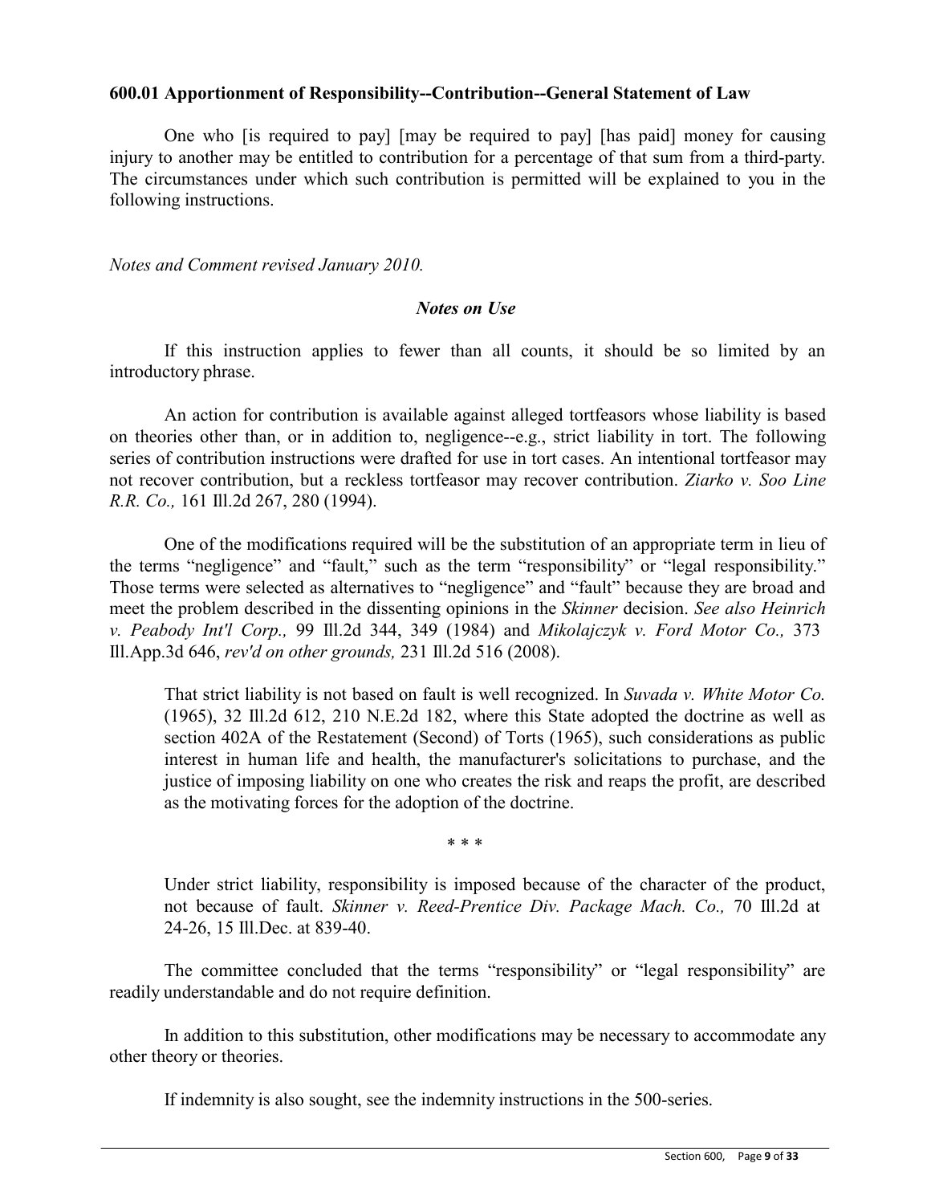**600.01 Apportionment of Responsibility--Contribution--General Statement of Law**

One who [is required to pay] [may be required to pay] [has paid] money for causing injury to another may be entitled to contribution for a percentage of that sum from a third-party. The circumstances under which such contribution is permitted will be explained to you in the following instructions.

*Notes and Comment revised January 2010.*

***Notes on Use***

If this instruction applies to fewer than all counts, it should be so limited by an introductory phrase.

An action for contribution is available against alleged tortfeasors whose liability is based on theories other than, or in addition to, negligence--e.g., strict liability in tort. The following series of contribution instructions were drafted for use in tort cases. An intentional tortfeasor may not recover contribution, but a reckless tortfeasor may recover contribution. *Ziarko v. Soo Line R.R. Co.,* 161 Ill.2d 267, 280 (1994).

One of the modifications required will be the substitution of an appropriate term in lieu of the terms "negligence" and "fault," such as the term "responsibility" or "legal responsibility." Those terms were selected as alternatives to "negligence" and "fault" because they are broad and meet the problem described in the dissenting opinions in the *Skinner* decision. *See also Heinrich v. Peabody Int'l Corp.,* 99 Ill.2d 344, 349 (1984) and *Mikolajczyk v. Ford Motor Co.,* 373 Ill.App.3d 646, *rev'd on other grounds,* 231 Ill.2d 516 (2008).

> That strict liability is not based on fault is well recognized. In *Suvada v. White Motor Co.* (1965), 32 Ill.2d 612, 210 N.E.2d 182, where this State adopted the doctrine as well as section 402A of the Restatement (Second) of Torts (1965), such considerations as public interest in human life and health, the manufacturer's solicitations to purchase, and the justice of imposing liability on one who creates the risk and reaps the profit, are described as the motivating forces for the adoption of the doctrine.
>
> \* \* \*
>
> Under strict liability, responsibility is imposed because of the character of the product, not because of fault. *Skinner v. Reed-Prentice Div. Package Mach. Co.,* 70 Ill.2d at 24-26, 15 Ill.Dec. at 839-40.

The committee concluded that the terms "responsibility" or "legal responsibility" are readily understandable and do not require definition.

In addition to this substitution, other modifications may be necessary to accommodate any other theory or theories.

If indemnity is also sought, see the indemnity instructions in the 500-series.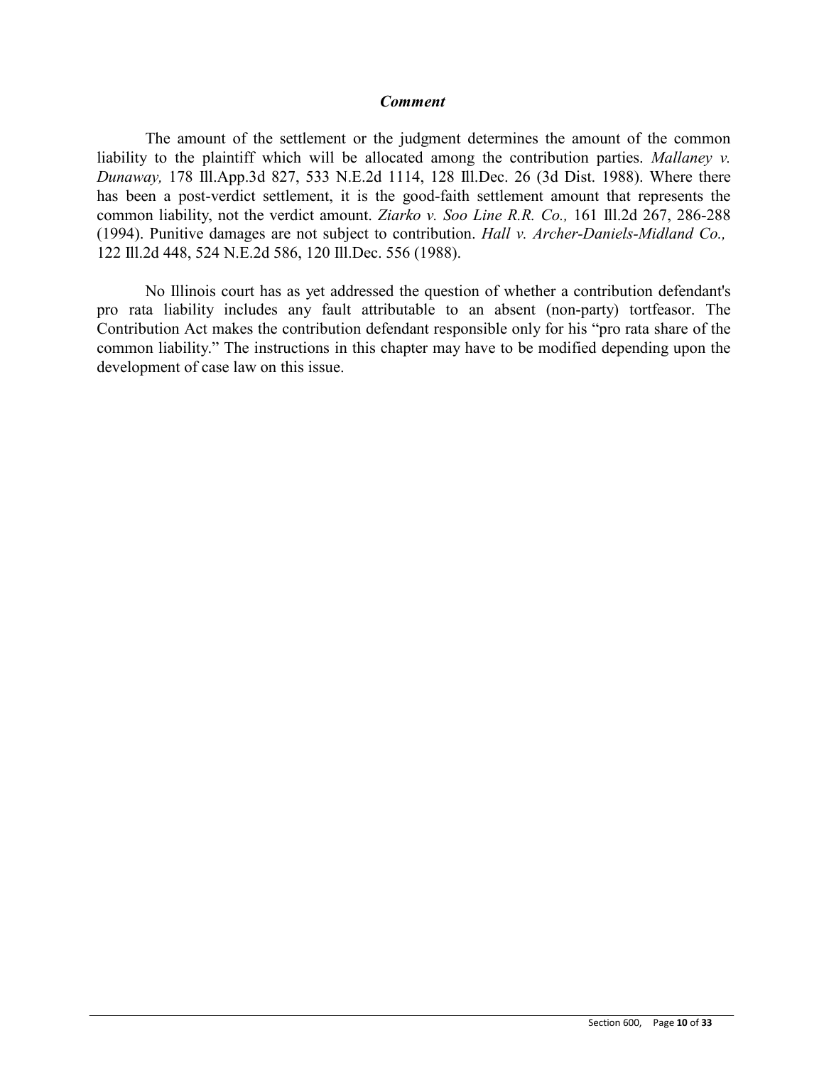***Comment***

The amount of the settlement or the judgment determines the amount of the common liability to the plaintiff which will be allocated among the contribution parties. *Mallaney v. Dunaway,* 178 Ill.App.3d 827, 533 N.E.2d 1114, 128 Ill.Dec. 26 (3d Dist. 1988). Where there has been a post-verdict settlement, it is the good-faith settlement amount that represents the common liability, not the verdict amount. *Ziarko v. Soo Line R.R. Co.,* 161 Ill.2d 267, 286-288 (1994). Punitive damages are not subject to contribution. *Hall v. Archer-Daniels-Midland Co.,* 122 Ill.2d 448, 524 N.E.2d 586, 120 Ill.Dec. 556 (1988).

No Illinois court has as yet addressed the question of whether a contribution defendant's pro rata liability includes any fault attributable to an absent (non-party) tortfeasor. The Contribution Act makes the contribution defendant responsible only for his "pro rata share of the common liability." The instructions in this chapter may have to be modified depending upon the development of case law on this issue.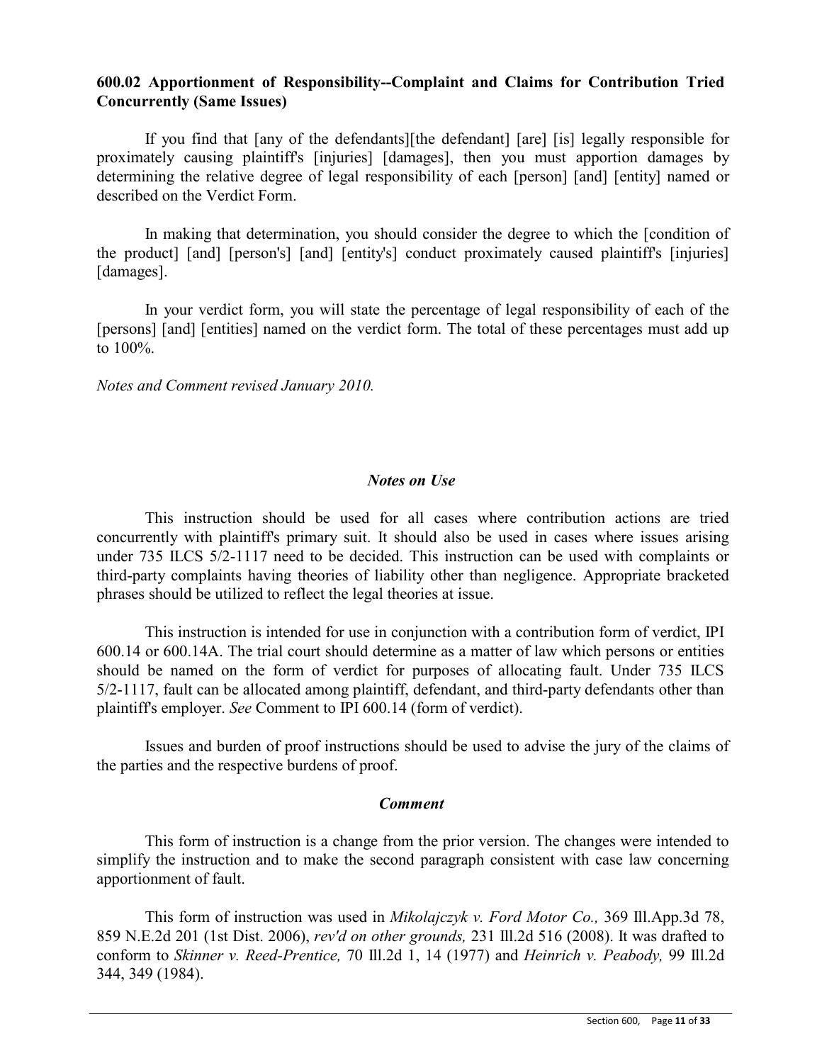**600.02 Apportionment of Responsibility--Complaint and Claims for Contribution Tried Concurrently (Same Issues)**

If you find that [any of the defendants][the defendant] [are] [is] legally responsible for proximately causing plaintiff's [injuries] [damages], then you must apportion damages by determining the relative degree of legal responsibility of each [person] [and] [entity] named or described on the Verdict Form.

In making that determination, you should consider the degree to which the [condition of the product] [and] [person's] [and] [entity's] conduct proximately caused plaintiff's [injuries] [damages].

In your verdict form, you will state the percentage of legal responsibility of each of the [persons] [and] [entities] named on the verdict form. The total of these percentages must add up to 100%.

*Notes and Comment revised January 2010.*

### *Notes on Use*

This instruction should be used for all cases where contribution actions are tried concurrently with plaintiff's primary suit. It should also be used in cases where issues arising under 735 ILCS 5/2-1117 need to be decided. This instruction can be used with complaints or third-party complaints having theories of liability other than negligence. Appropriate bracketed phrases should be utilized to reflect the legal theories at issue.

This instruction is intended for use in conjunction with a contribution form of verdict, IPI 600.14 or 600.14A. The trial court should determine as a matter of law which persons or entities should be named on the form of verdict for purposes of allocating fault. Under 735 ILCS 5/2-1117, fault can be allocated among plaintiff, defendant, and third-party defendants other than plaintiff's employer. *See* Comment to IPI 600.14 (form of verdict).

Issues and burden of proof instructions should be used to advise the jury of the claims of the parties and the respective burdens of proof.

### *Comment*

This form of instruction is a change from the prior version. The changes were intended to simplify the instruction and to make the second paragraph consistent with case law concerning apportionment of fault.

This form of instruction was used in *Mikolajczyk v. Ford Motor Co.,* 369 Ill.App.3d 78, 859 N.E.2d 201 (1st Dist. 2006), *rev'd on other grounds,* 231 Ill.2d 516 (2008). It was drafted to conform to *Skinner v. Reed-Prentice,* 70 Ill.2d 1, 14 (1977) and *Heinrich v. Peabody,* 99 Ill.2d 344, 349 (1984).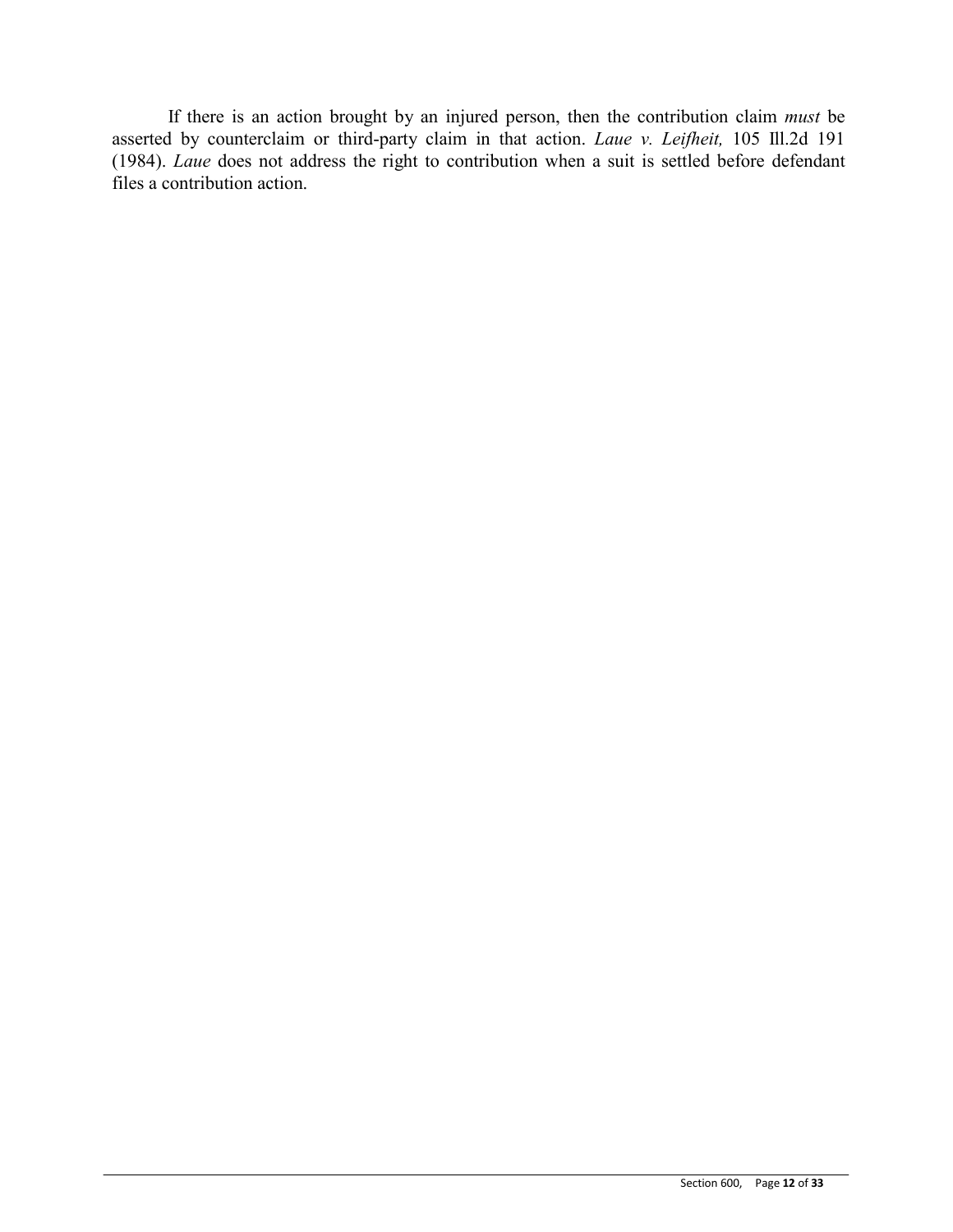If there is an action brought by an injured person, then the contribution claim *must* be asserted by counterclaim or third-party claim in that action. *Laue v. Leifheit,* 105 Ill.2d 191 (1984). *Laue* does not address the right to contribution when a suit is settled before defendant files a contribution action.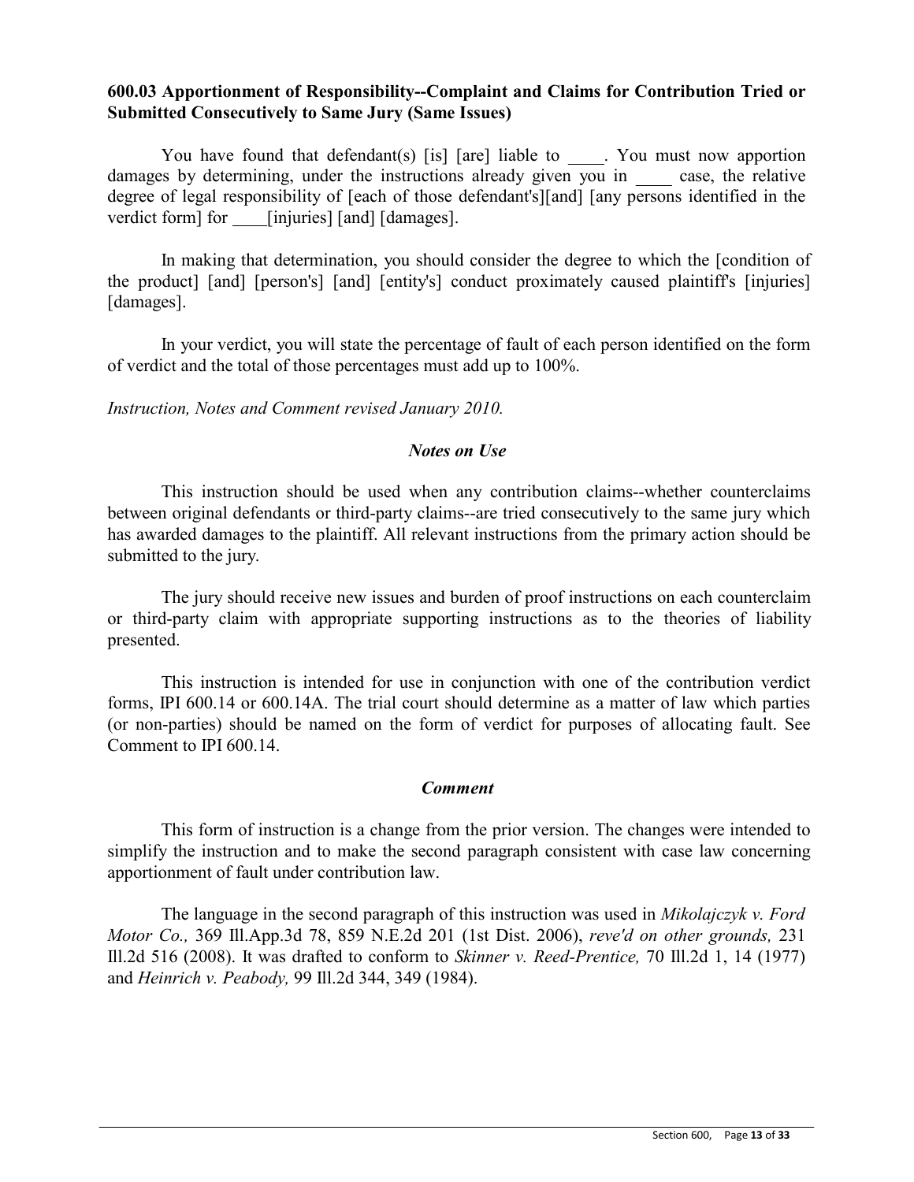**600.03 Apportionment of Responsibility--Complaint and Claims for Contribution Tried or Submitted Consecutively to Same Jury (Same Issues)**

You have found that defendant(s) [is] [are] liable to ____. You must now apportion damages by determining, under the instructions already given you in ____ case, the relative degree of legal responsibility of [each of those defendant's][and] [any persons identified in the verdict form] for ____[injuries] [and] [damages].

In making that determination, you should consider the degree to which the [condition of the product] [and] [person's] [and] [entity's] conduct proximately caused plaintiff's [injuries] [damages].

In your verdict, you will state the percentage of fault of each person identified on the form of verdict and the total of those percentages must add up to 100%.

*Instruction, Notes and Comment revised January 2010.*

***Notes on Use***

This instruction should be used when any contribution claims--whether counterclaims between original defendants or third-party claims--are tried consecutively to the same jury which has awarded damages to the plaintiff. All relevant instructions from the primary action should be submitted to the jury.

The jury should receive new issues and burden of proof instructions on each counterclaim or third-party claim with appropriate supporting instructions as to the theories of liability presented.

This instruction is intended for use in conjunction with one of the contribution verdict forms, IPI 600.14 or 600.14A. The trial court should determine as a matter of law which parties (or non-parties) should be named on the form of verdict for purposes of allocating fault. See Comment to IPI 600.14.

***Comment***

This form of instruction is a change from the prior version. The changes were intended to simplify the instruction and to make the second paragraph consistent with case law concerning apportionment of fault under contribution law.

The language in the second paragraph of this instruction was used in *Mikolajczyk v. Ford Motor Co.,* 369 Ill.App.3d 78, 859 N.E.2d 201 (1st Dist. 2006), *reve'd on other grounds,* 231 Ill.2d 516 (2008). It was drafted to conform to *Skinner v. Reed-Prentice,* 70 Ill.2d 1, 14 (1977) and *Heinrich v. Peabody,* 99 Ill.2d 344, 349 (1984).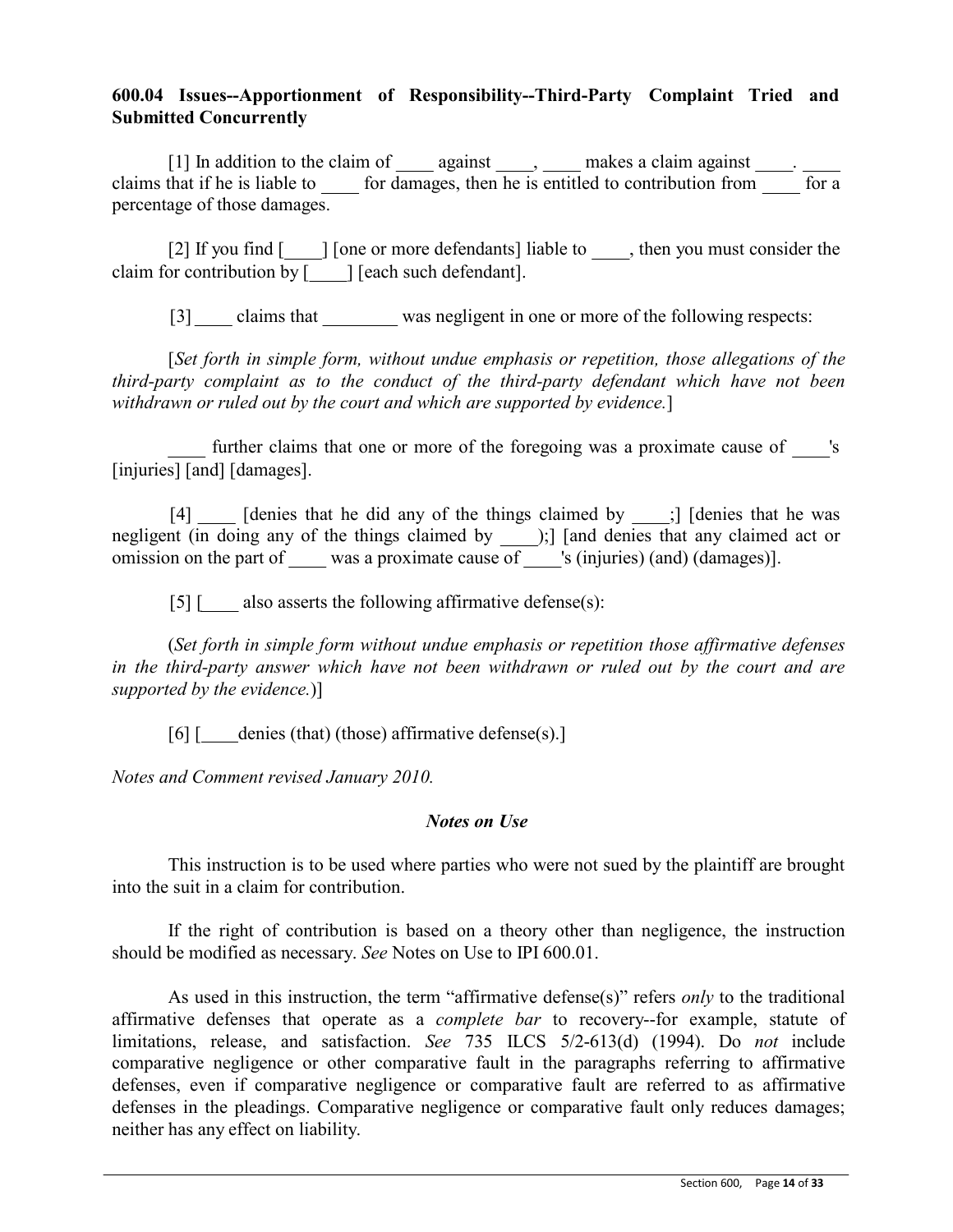**600.04 Issues--Apportionment of Responsibility--Third-Party Complaint Tried and Submitted Concurrently**

[1] In addition to the claim of ____ against ____, ____ makes a claim against ____. ____ claims that if he is liable to ____ for damages, then he is entitled to contribution from ____ for a percentage of those damages.

[2] If you find [____] [one or more defendants] liable to ____, then you must consider the claim for contribution by [____] [each such defendant].

[3] ____ claims that ________ was negligent in one or more of the following respects:

[*Set forth in simple form, without undue emphasis or repetition, those allegations of the third-party complaint as to the conduct of the third-party defendant which have not been withdrawn or ruled out by the court and which are supported by evidence.*]

____ further claims that one or more of the foregoing was a proximate cause of ____'s [injuries] [and] [damages].

[4] ____ [denies that he did any of the things claimed by ____;] [denies that he was negligent (in doing any of the things claimed by ____);] [and denies that any claimed act or omission on the part of ____ was a proximate cause of ____'s (injuries) (and) (damages)].

[5] [____ also asserts the following affirmative defense(s):

(*Set forth in simple form without undue emphasis or repetition those affirmative defenses in the third-party answer which have not been withdrawn or ruled out by the court and are supported by the evidence.*)]

[6] [____denies (that) (those) affirmative defense(s).]

*Notes and Comment revised January 2010.*

### *Notes on Use*

This instruction is to be used where parties who were not sued by the plaintiff are brought into the suit in a claim for contribution.

If the right of contribution is based on a theory other than negligence, the instruction should be modified as necessary. *See* Notes on Use to IPI 600.01.

As used in this instruction, the term "affirmative defense(s)" refers *only* to the traditional affirmative defenses that operate as a *complete bar* to recovery--for example, statute of limitations, release, and satisfaction. *See* 735 ILCS 5/2-613(d) (1994). Do *not* include comparative negligence or other comparative fault in the paragraphs referring to affirmative defenses, even if comparative negligence or comparative fault are referred to as affirmative defenses in the pleadings. Comparative negligence or comparative fault only reduces damages; neither has any effect on liability.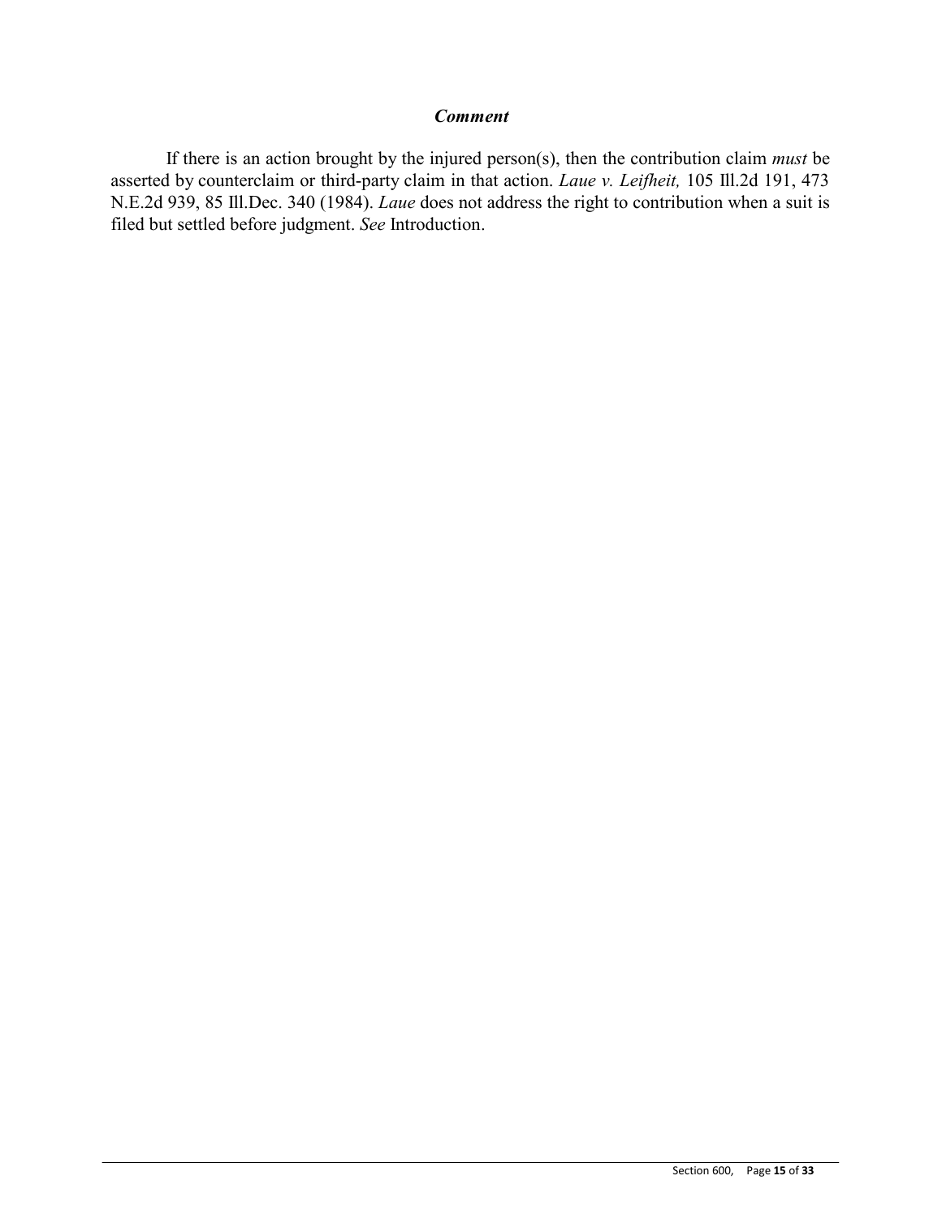### *Comment*

If there is an action brought by the injured person(s), then the contribution claim *must* be asserted by counterclaim or third-party claim in that action. *Laue v. Leifheit,* 105 Ill.2d 191, 473 N.E.2d 939, 85 Ill.Dec. 340 (1984). *Laue* does not address the right to contribution when a suit is filed but settled before judgment. *See* Introduction.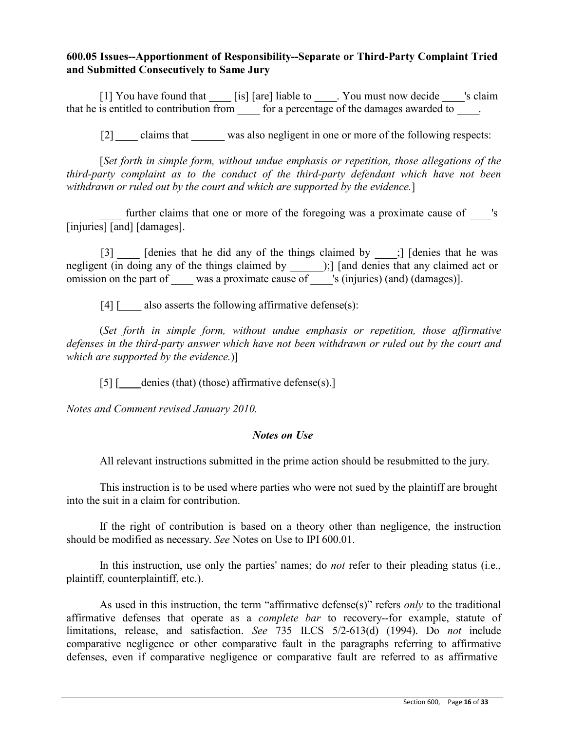**600.05 Issues--Apportionment of Responsibility--Separate or Third-Party Complaint Tried and Submitted Consecutively to Same Jury**

[1] You have found that ____ [is] [are] liable to ____. You must now decide ____'s claim that he is entitled to contribution from ____ for a percentage of the damages awarded to ____.

[2] ____ claims that ______ was also negligent in one or more of the following respects:

[*Set forth in simple form, without undue emphasis or repetition, those allegations of the third-party complaint as to the conduct of the third-party defendant which have not been withdrawn or ruled out by the court and which are supported by the evidence.*]

____ further claims that one or more of the foregoing was a proximate cause of ____'s [injuries] [and] [damages].

[3] ____ [denies that he did any of the things claimed by ____;] [denies that he was negligent (in doing any of the things claimed by ______);] [and denies that any claimed act or omission on the part of ____ was a proximate cause of ____'s (injuries) (and) (damages)].

[4] [____ also asserts the following affirmative defense(s):

(*Set forth in simple form, without undue emphasis or repetition, those affirmative defenses in the third-party answer which have not been withdrawn or ruled out by the court and which are supported by the evidence.*)]

[5] [____denies (that) (those) affirmative defense(s).]

*Notes and Comment revised January 2010.*

***Notes on Use***

All relevant instructions submitted in the prime action should be resubmitted to the jury.

This instruction is to be used where parties who were not sued by the plaintiff are brought into the suit in a claim for contribution.

If the right of contribution is based on a theory other than negligence, the instruction should be modified as necessary. *See* Notes on Use to IPI 600.01.

In this instruction, use only the parties' names; do *not* refer to their pleading status (i.e., plaintiff, counterplaintiff, etc.).

As used in this instruction, the term "affirmative defense(s)" refers *only* to the traditional affirmative defenses that operate as a *complete bar* to recovery--for example, statute of limitations, release, and satisfaction. *See* 735 ILCS 5/2-613(d) (1994). Do *not* include comparative negligence or other comparative fault in the paragraphs referring to affirmative defenses, even if comparative negligence or comparative fault are referred to as affirmative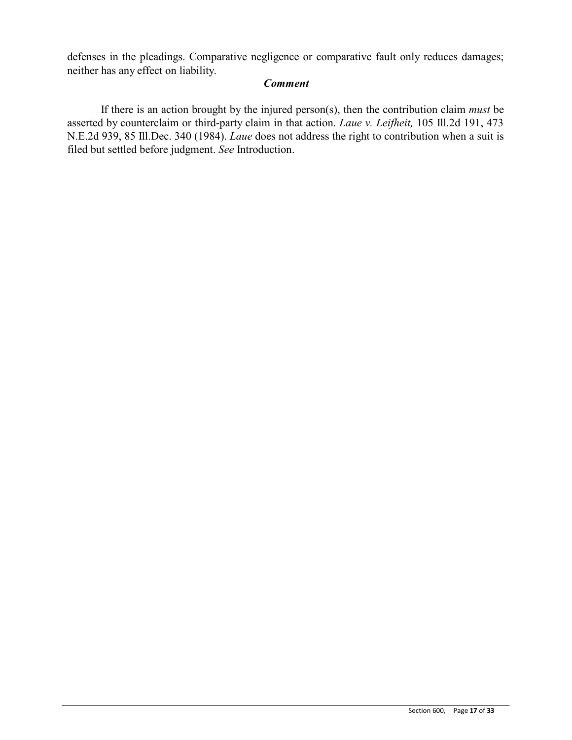defenses in the pleadings. Comparative negligence or comparative fault only reduces damages; neither has any effect on liability.

### *Comment*

If there is an action brought by the injured person(s), then the contribution claim *must* be asserted by counterclaim or third-party claim in that action. *Laue v. Leifheit,* 105 Ill.2d 191, 473 N.E.2d 939, 85 Ill.Dec. 340 (1984). *Laue* does not address the right to contribution when a suit is filed but settled before judgment. *See* Introduction.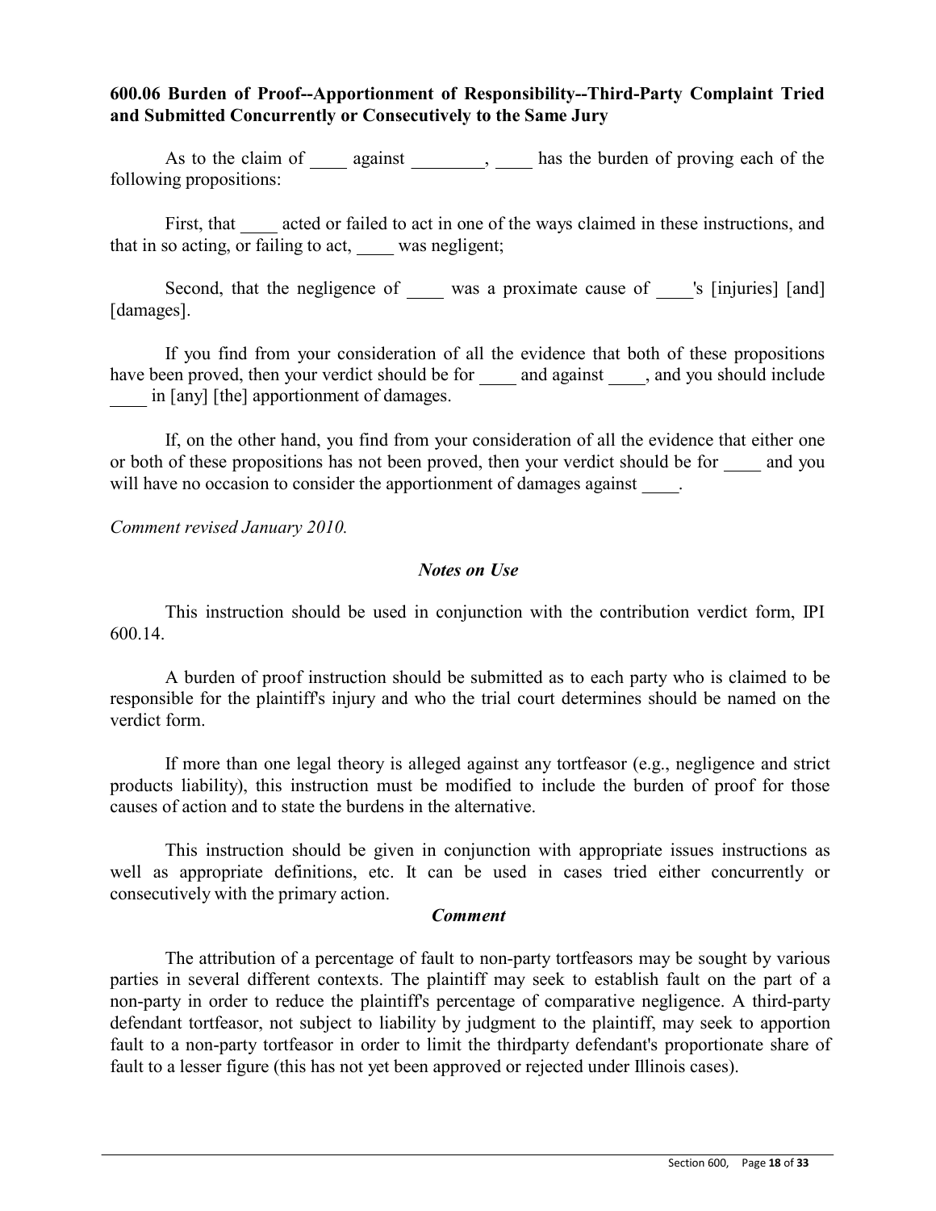**600.06 Burden of Proof--Apportionment of Responsibility--Third-Party Complaint Tried and Submitted Concurrently or Consecutively to the Same Jury**

As to the claim of ____ against ________, ____ has the burden of proving each of the following propositions:

First, that ____ acted or failed to act in one of the ways claimed in these instructions, and that in so acting, or failing to act, ____ was negligent;

Second, that the negligence of ____ was a proximate cause of ____'s [injuries] [and] [damages].

If you find from your consideration of all the evidence that both of these propositions have been proved, then your verdict should be for ____ and against ____, and you should include ____ in [any] [the] apportionment of damages.

If, on the other hand, you find from your consideration of all the evidence that either one or both of these propositions has not been proved, then your verdict should be for ____ and you will have no occasion to consider the apportionment of damages against ____.

*Comment revised January 2010.*

***Notes on Use***

This instruction should be used in conjunction with the contribution verdict form, IPI 600.14.

A burden of proof instruction should be submitted as to each party who is claimed to be responsible for the plaintiff's injury and who the trial court determines should be named on the verdict form.

If more than one legal theory is alleged against any tortfeasor (e.g., negligence and strict products liability), this instruction must be modified to include the burden of proof for those causes of action and to state the burdens in the alternative.

This instruction should be given in conjunction with appropriate issues instructions as well as appropriate definitions, etc. It can be used in cases tried either concurrently or consecutively with the primary action.

***Comment***

The attribution of a percentage of fault to non-party tortfeasors may be sought by various parties in several different contexts. The plaintiff may seek to establish fault on the part of a non-party in order to reduce the plaintiff's percentage of comparative negligence. A third-party defendant tortfeasor, not subject to liability by judgment to the plaintiff, may seek to apportion fault to a non-party tortfeasor in order to limit the thirdparty defendant's proportionate share of fault to a lesser figure (this has not yet been approved or rejected under Illinois cases).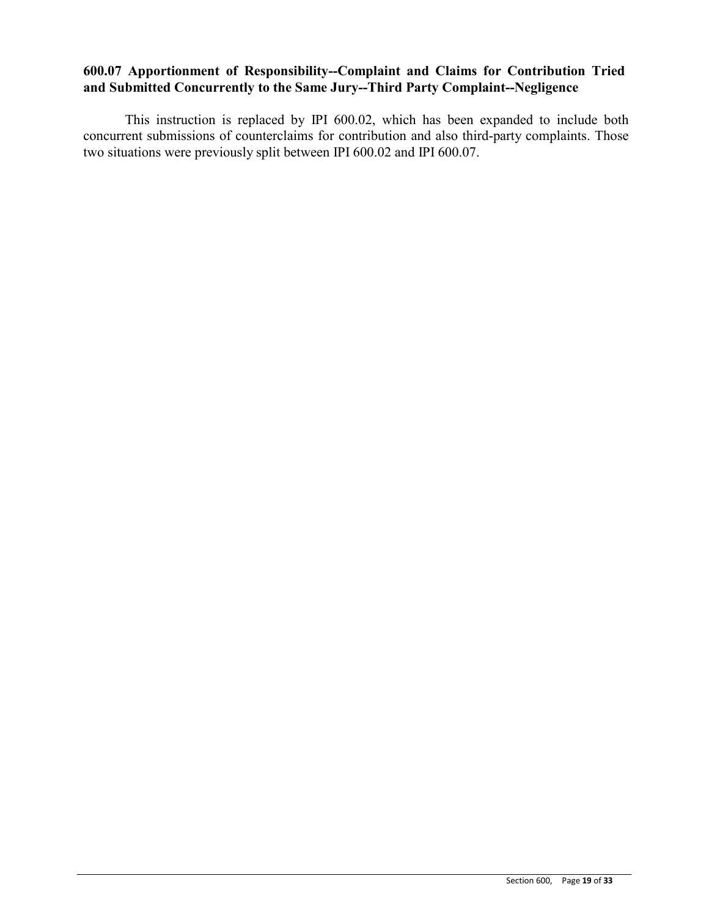### 600.07 Apportionment of Responsibility--Complaint and Claims for Contribution Tried and Submitted Concurrently to the Same Jury--Third Party Complaint--Negligence

This instruction is replaced by IPI 600.02, which has been expanded to include both concurrent submissions of counterclaims for contribution and also third-party complaints. Those two situations were previously split between IPI 600.02 and IPI 600.07.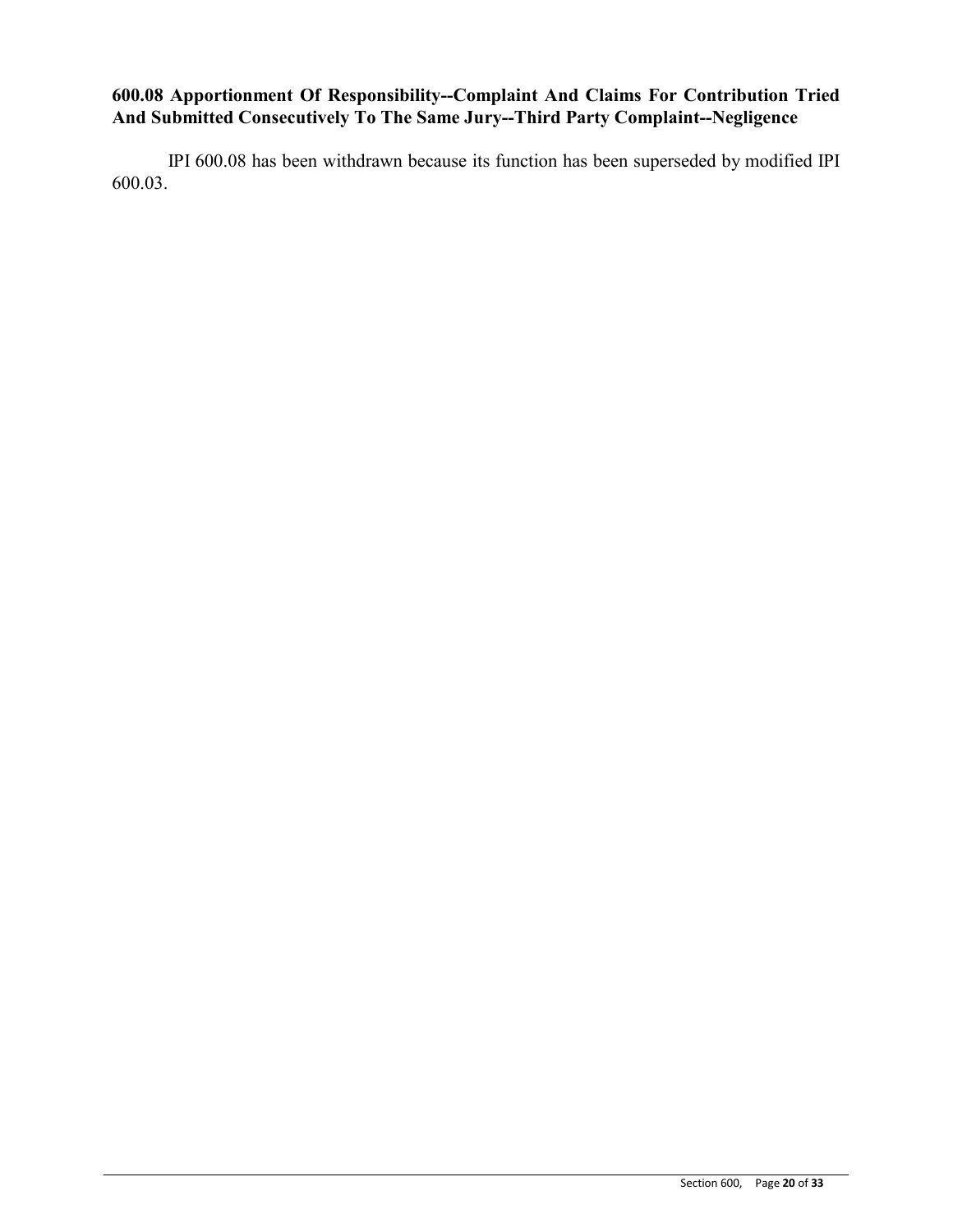**600.08 Apportionment Of Responsibility--Complaint And Claims For Contribution Tried And Submitted Consecutively To The Same Jury--Third Party Complaint--Negligence**

IPI 600.08 has been withdrawn because its function has been superseded by modified IPI 600.03.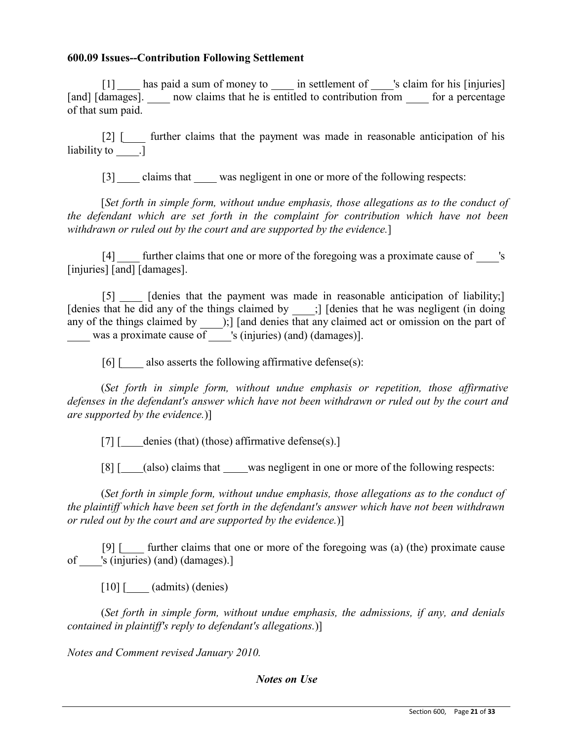**600.09 Issues--Contribution Following Settlement**

[1] ____ has paid a sum of money to ____ in settlement of ____'s claim for his [injuries] [and] [damages]. ____ now claims that he is entitled to contribution from ____ for a percentage of that sum paid.

[2] [____ further claims that the payment was made in reasonable anticipation of his liability to ____.]

[3] ____ claims that ____ was negligent in one or more of the following respects:

[*Set forth in simple form, without undue emphasis, those allegations as to the conduct of the defendant which are set forth in the complaint for contribution which have not been withdrawn or ruled out by the court and are supported by the evidence.*]

[4] ____ further claims that one or more of the foregoing was a proximate cause of ____'s [injuries] [and] [damages].

[5] ____ [denies that the payment was made in reasonable anticipation of liability;] [denies that he did any of the things claimed by ____;] [denies that he was negligent (in doing any of the things claimed by ____);] [and denies that any claimed act or omission on the part of ____ was a proximate cause of ____'s (injuries) (and) (damages)].

[6] [____ also asserts the following affirmative defense(s):

(*Set forth in simple form, without undue emphasis or repetition, those affirmative defenses in the defendant's answer which have not been withdrawn or ruled out by the court and are supported by the evidence.*)]

[7] [____denies (that) (those) affirmative defense(s).]

[8] [____(also) claims that ____was negligent in one or more of the following respects:

(*Set forth in simple form, without undue emphasis, those allegations as to the conduct of the plaintiff which have been set forth in the defendant's answer which have not been withdrawn or ruled out by the court and are supported by the evidence.*)]

[9] [____ further claims that one or more of the foregoing was (a) (the) proximate cause of ____'s (injuries) (and) (damages).]

[10] [____ (admits) (denies)

(*Set forth in simple form, without undue emphasis, the admissions, if any, and denials contained in plaintiff's reply to defendant's allegations.*)]

*Notes and Comment revised January 2010.*

***Notes on Use***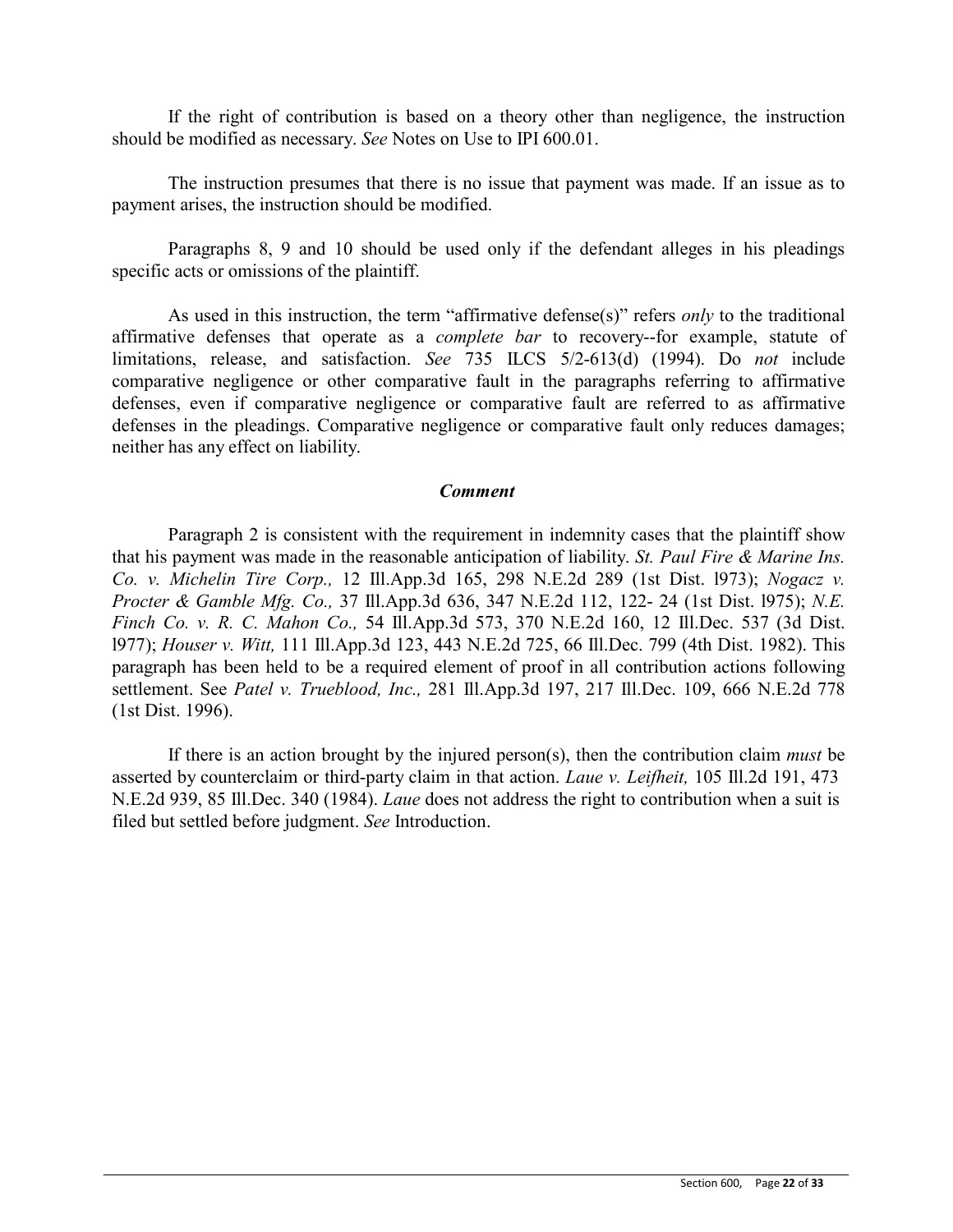If the right of contribution is based on a theory other than negligence, the instruction should be modified as necessary. *See* Notes on Use to IPI 600.01.

The instruction presumes that there is no issue that payment was made. If an issue as to payment arises, the instruction should be modified.

Paragraphs 8, 9 and 10 should be used only if the defendant alleges in his pleadings specific acts or omissions of the plaintiff.

As used in this instruction, the term "affirmative defense(s)" refers *only* to the traditional affirmative defenses that operate as a *complete bar* to recovery--for example, statute of limitations, release, and satisfaction. *See* 735 ILCS 5/2-613(d) (1994). Do *not* include comparative negligence or other comparative fault in the paragraphs referring to affirmative defenses, even if comparative negligence or comparative fault are referred to as affirmative defenses in the pleadings. Comparative negligence or comparative fault only reduces damages; neither has any effect on liability.

### *Comment*

Paragraph 2 is consistent with the requirement in indemnity cases that the plaintiff show that his payment was made in the reasonable anticipation of liability. *St. Paul Fire & Marine Ins. Co. v. Michelin Tire Corp.,* 12 Ill.App.3d 165, 298 N.E.2d 289 (1st Dist. l973); *Nogacz v. Procter & Gamble Mfg. Co.,* 37 Ill.App.3d 636, 347 N.E.2d 112, 122- 24 (1st Dist. l975); *N.E. Finch Co. v. R. C. Mahon Co.,* 54 Ill.App.3d 573, 370 N.E.2d 160, 12 Ill.Dec. 537 (3d Dist. l977); *Houser v. Witt,* 111 Ill.App.3d 123, 443 N.E.2d 725, 66 Ill.Dec. 799 (4th Dist. 1982). This paragraph has been held to be a required element of proof in all contribution actions following settlement. See *Patel v. Trueblood, Inc.,* 281 Ill.App.3d 197, 217 Ill.Dec. 109, 666 N.E.2d 778 (1st Dist. 1996).

If there is an action brought by the injured person(s), then the contribution claim *must* be asserted by counterclaim or third-party claim in that action. *Laue v. Leifheit,* 105 Ill.2d 191, 473 N.E.2d 939, 85 Ill.Dec. 340 (1984). *Laue* does not address the right to contribution when a suit is filed but settled before judgment. *See* Introduction.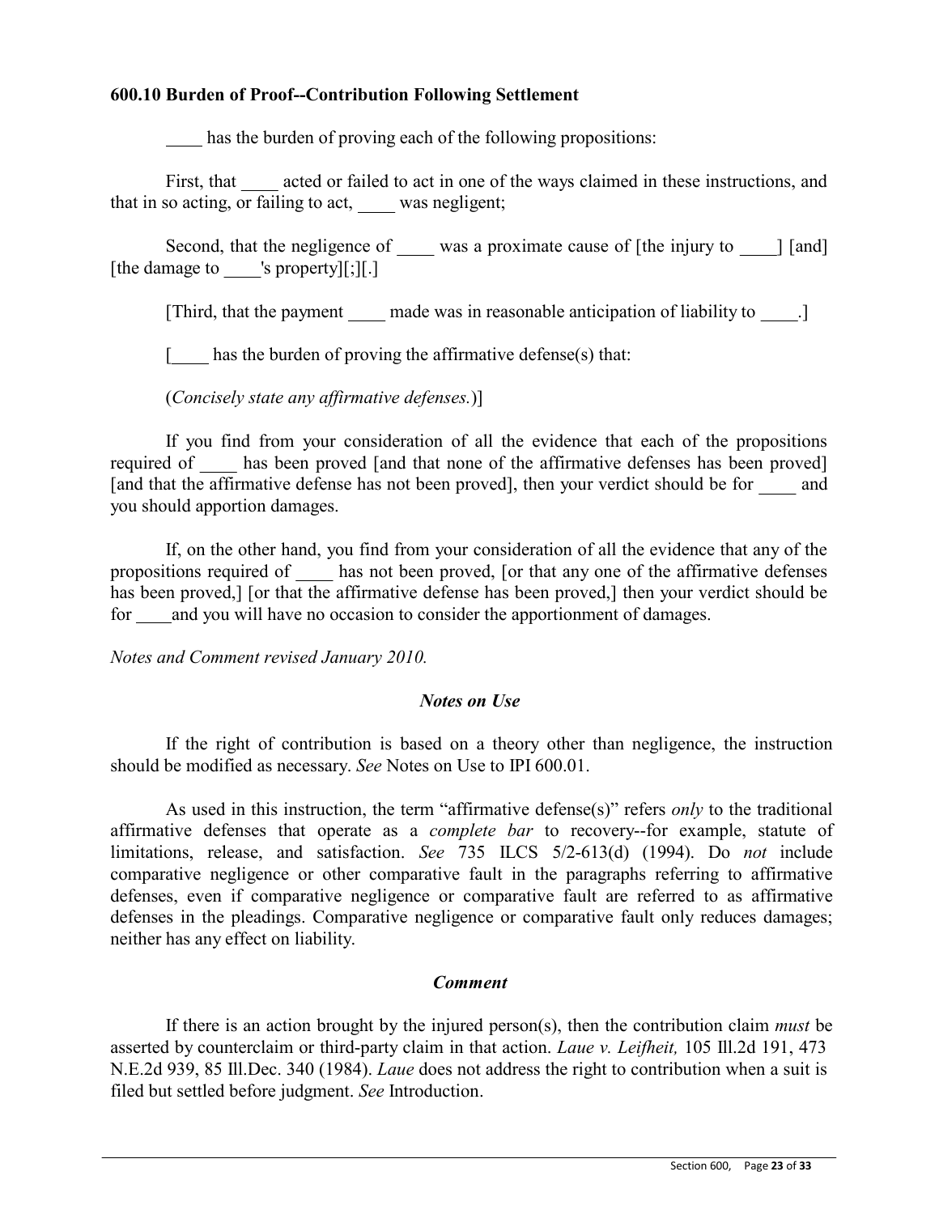### 600.10 Burden of Proof--Contribution Following Settlement

____ has the burden of proving each of the following propositions:

First, that ____ acted or failed to act in one of the ways claimed in these instructions, and that in so acting, or failing to act, ____ was negligent;

Second, that the negligence of ____ was a proximate cause of [the injury to ____] [and] [the damage to ____'s property][;][.]

[Third, that the payment ____ made was in reasonable anticipation of liability to ____.]

[____ has the burden of proving the affirmative defense(s) that:

(*Concisely state any affirmative defenses.*)]

If you find from your consideration of all the evidence that each of the propositions required of ____ has been proved [and that none of the affirmative defenses has been proved] [and that the affirmative defense has not been proved], then your verdict should be for ____ and you should apportion damages.

If, on the other hand, you find from your consideration of all the evidence that any of the propositions required of ____ has not been proved, [or that any one of the affirmative defenses has been proved,] [or that the affirmative defense has been proved,] then your verdict should be for ____ and you will have no occasion to consider the apportionment of damages.

*Notes and Comment revised January 2010.*

#### *Notes on Use*

If the right of contribution is based on a theory other than negligence, the instruction should be modified as necessary. *See* Notes on Use to IPI 600.01.

As used in this instruction, the term "affirmative defense(s)" refers *only* to the traditional affirmative defenses that operate as a *complete bar* to recovery--for example, statute of limitations, release, and satisfaction. *See* 735 ILCS 5/2-613(d) (1994). Do *not* include comparative negligence or other comparative fault in the paragraphs referring to affirmative defenses, even if comparative negligence or comparative fault are referred to as affirmative defenses in the pleadings. Comparative negligence or comparative fault only reduces damages; neither has any effect on liability.

#### *Comment*

If there is an action brought by the injured person(s), then the contribution claim *must* be asserted by counterclaim or third-party claim in that action. *Laue v. Leifheit,* 105 Ill.2d 191, 473 N.E.2d 939, 85 Ill.Dec. 340 (1984). *Laue* does not address the right to contribution when a suit is filed but settled before judgment. *See* Introduction.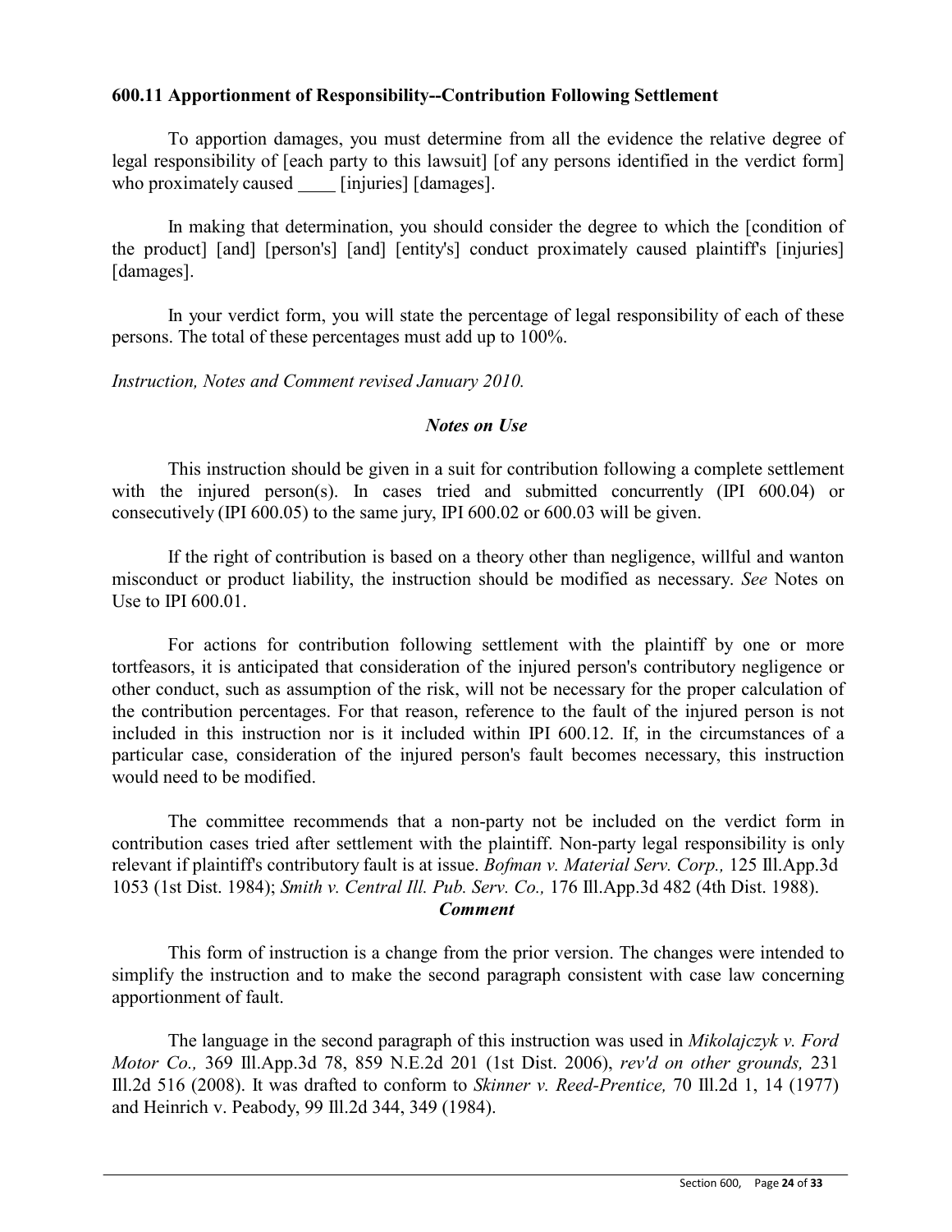### 600.11 Apportionment of Responsibility--Contribution Following Settlement

To apportion damages, you must determine from all the evidence the relative degree of legal responsibility of [each party to this lawsuit] [of any persons identified in the verdict form] who proximately caused ____ [injuries] [damages].

In making that determination, you should consider the degree to which the [condition of the product] [and] [person's] [and] [entity's] conduct proximately caused plaintiff's [injuries] [damages].

In your verdict form, you will state the percentage of legal responsibility of each of these persons. The total of these percentages must add up to 100%.

*Instruction, Notes and Comment revised January 2010.*

***Notes on Use***

This instruction should be given in a suit for contribution following a complete settlement with the injured person(s). In cases tried and submitted concurrently (IPI 600.04) or consecutively (IPI 600.05) to the same jury, IPI 600.02 or 600.03 will be given.

If the right of contribution is based on a theory other than negligence, willful and wanton misconduct or product liability, the instruction should be modified as necessary. *See* Notes on Use to IPI 600.01.

For actions for contribution following settlement with the plaintiff by one or more tortfeasors, it is anticipated that consideration of the injured person's contributory negligence or other conduct, such as assumption of the risk, will not be necessary for the proper calculation of the contribution percentages. For that reason, reference to the fault of the injured person is not included in this instruction nor is it included within IPI 600.12. If, in the circumstances of a particular case, consideration of the injured person's fault becomes necessary, this instruction would need to be modified.

The committee recommends that a non-party not be included on the verdict form in contribution cases tried after settlement with the plaintiff. Non-party legal responsibility is only relevant if plaintiff's contributory fault is at issue. *Bofman v. Material Serv. Corp.,* 125 Ill.App.3d 1053 (1st Dist. 1984); *Smith v. Central Ill. Pub. Serv. Co.,* 176 Ill.App.3d 482 (4th Dist. 1988).

***Comment***

This form of instruction is a change from the prior version. The changes were intended to simplify the instruction and to make the second paragraph consistent with case law concerning apportionment of fault.

The language in the second paragraph of this instruction was used in *Mikolajczyk v. Ford Motor Co.,* 369 Ill.App.3d 78, 859 N.E.2d 201 (1st Dist. 2006), *rev'd on other grounds,* 231 Ill.2d 516 (2008). It was drafted to conform to *Skinner v. Reed-Prentice,* 70 Ill.2d 1, 14 (1977) and Heinrich v. Peabody, 99 Ill.2d 344, 349 (1984).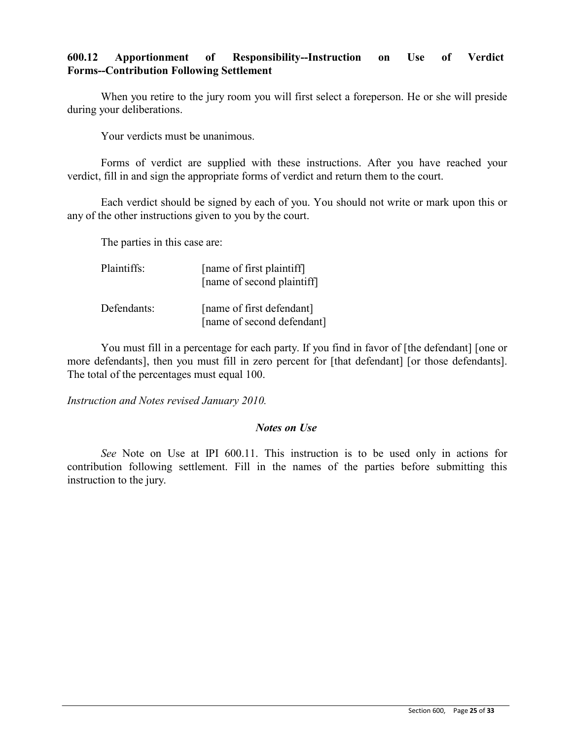**600.12 Apportionment of Responsibility--Instruction on Use of Verdict Forms--Contribution Following Settlement**

When you retire to the jury room you will first select a foreperson. He or she will preside during your deliberations.

Your verdicts must be unanimous.

Forms of verdict are supplied with these instructions. After you have reached your verdict, fill in and sign the appropriate forms of verdict and return them to the court.

Each verdict should be signed by each of you. You should not write or mark upon this or any of the other instructions given to you by the court.

The parties in this case are:

| | |
|---|---|
| Plaintiffs: | [name of first plaintiff]<br>[name of second plaintiff] |
| Defendants: | [name of first defendant]<br>[name of second defendant] |

You must fill in a percentage for each party. If you find in favor of [the defendant] [one or more defendants], then you must fill in zero percent for [that defendant] [or those defendants]. The total of the percentages must equal 100.

*Instruction and Notes revised January 2010.*

***Notes on Use***

*See* Note on Use at IPI 600.11. This instruction is to be used only in actions for contribution following settlement. Fill in the names of the parties before submitting this instruction to the jury.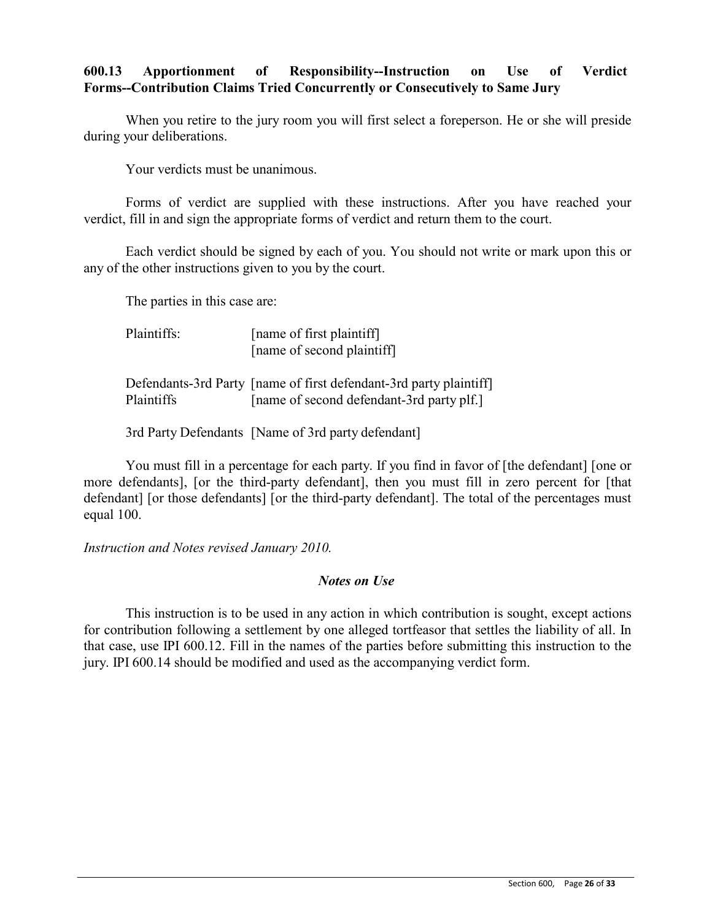### 600.13 Apportionment of Responsibility--Instruction on Use of Verdict Forms--Contribution Claims Tried Concurrently or Consecutively to Same Jury

When you retire to the jury room you will first select a foreperson. He or she will preside during your deliberations.

Your verdicts must be unanimous.

Forms of verdict are supplied with these instructions. After you have reached your verdict, fill in and sign the appropriate forms of verdict and return them to the court.

Each verdict should be signed by each of you. You should not write or mark upon this or any of the other instructions given to you by the court.

The parties in this case are:

| | |
|---|---|
| Plaintiffs: | [name of first plaintiff] |
| | [name of second plaintiff] |
| Defendants-3rd Party Plaintiffs | [name of first defendant-3rd party plaintiff] |
| | [name of second defendant-3rd party plf.] |
| 3rd Party Defendants | [Name of 3rd party defendant] |

You must fill in a percentage for each party. If you find in favor of [the defendant] [one or more defendants], [or the third-party defendant], then you must fill in zero percent for [that defendant] [or those defendants] [or the third-party defendant]. The total of the percentages must equal 100.

*Instruction and Notes revised January 2010.*

#### *Notes on Use*

This instruction is to be used in any action in which contribution is sought, except actions for contribution following a settlement by one alleged tortfeasor that settles the liability of all. In that case, use IPI 600.12. Fill in the names of the parties before submitting this instruction to the jury. IPI 600.14 should be modified and used as the accompanying verdict form.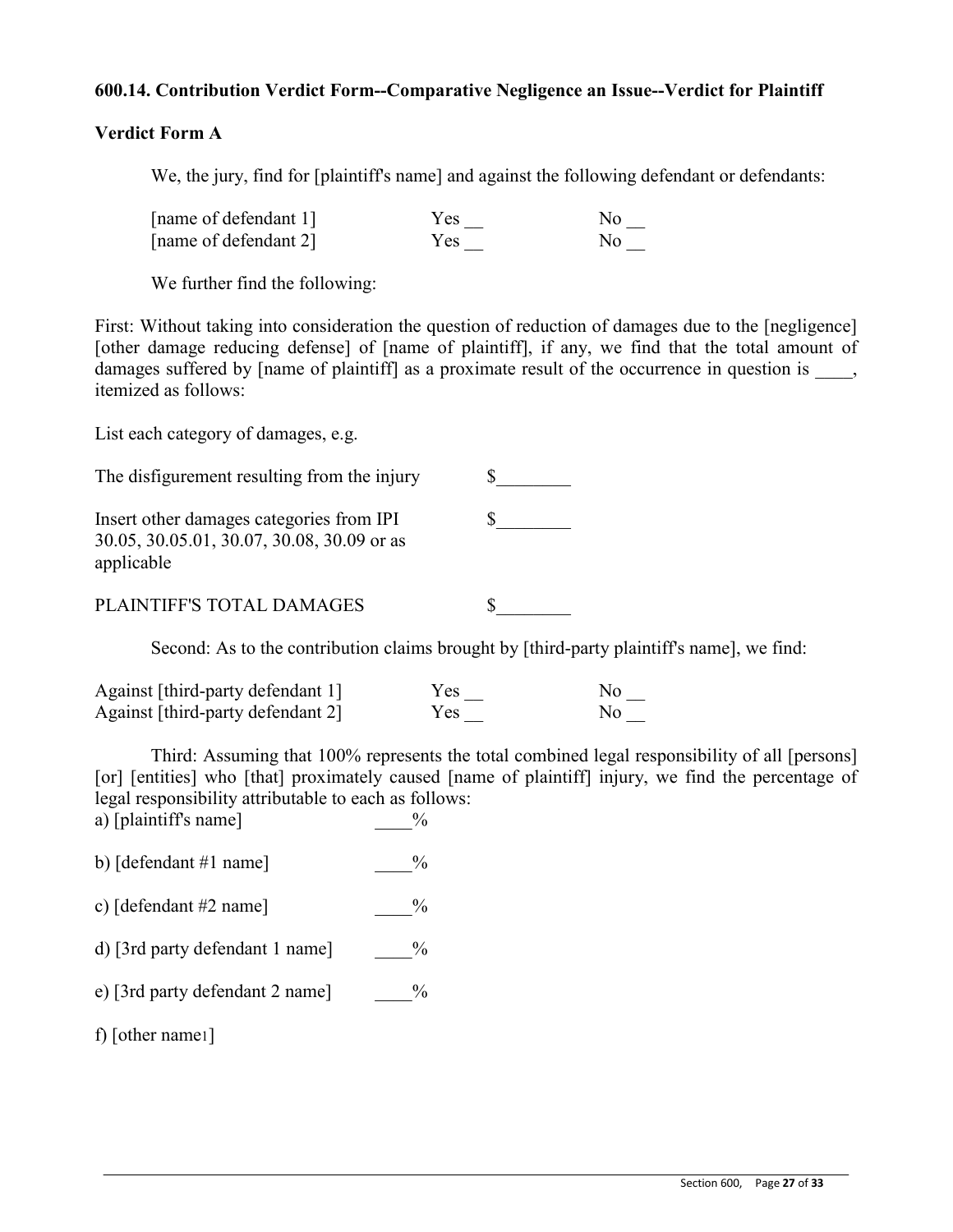**600.14. Contribution Verdict Form--Comparative Negligence an Issue--Verdict for Plaintiff**

**Verdict Form A**

We, the jury, find for [plaintiff's name] and against the following defendant or defendants:

| | | |
|---|---|---|
| [name of defendant 1] | Yes __ | No __ |
| [name of defendant 2] | Yes __ | No __ |

We further find the following:

First: Without taking into consideration the question of reduction of damages due to the [negligence] [other damage reducing defense] of [name of plaintiff], if any, we find that the total amount of damages suffered by [name of plaintiff] as a proximate result of the occurrence in question is ____, itemized as follows:

List each category of damages, e.g.

| | |
|---|---|
| The disfigurement resulting from the injury | $________ |
| Insert other damages categories from IPI 30.05, 30.05.01, 30.07, 30.08, 30.09 or as applicable | $________ |
| PLAINTIFF'S TOTAL DAMAGES | $________ |

Second: As to the contribution claims brought by [third-party plaintiff's name], we find:

| | | |
|---|---|---|
| Against [third-party defendant 1] | Yes __ | No __ |
| Against [third-party defendant 2] | Yes __ | No __ |

Third: Assuming that 100% represents the total combined legal responsibility of all [persons] [or] [entities] who [that] proximately caused [name of plaintiff] injury, we find the percentage of legal responsibility attributable to each as follows:

a) [plaintiff's name] ____%

b) [defendant #1 name] ____%

c) [defendant #2 name] ____%

d) [3rd party defendant 1 name] ____%

e) [3rd party defendant 2 name] ____%

f) [other name1]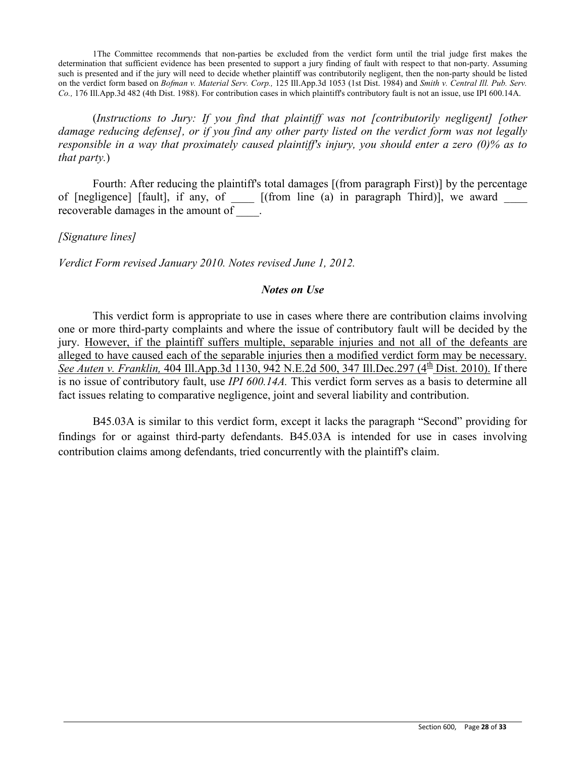1The Committee recommends that non-parties be excluded from the verdict form until the trial judge first makes the determination that sufficient evidence has been presented to support a jury finding of fault with respect to that non-party. Assuming such is presented and if the jury will need to decide whether plaintiff was contributorily negligent, then the non-party should be listed on the verdict form based on *Bofman v. Material Serv. Corp.,* 125 Ill.App.3d 1053 (1st Dist. 1984) and *Smith v. Central Ill. Pub. Serv. Co.,* 176 Ill.App.3d 482 (4th Dist. 1988). For contribution cases in which plaintiff's contributory fault is not an issue, use IPI 600.14A.

(*Instructions to Jury: If you find that plaintiff was not [contributorily negligent] [other damage reducing defense], or if you find any other party listed on the verdict form was not legally responsible in a way that proximately caused plaintiff's injury, you should enter a zero (0)% as to that party.*)

Fourth: After reducing the plaintiff's total damages [(from paragraph First)] by the percentage of [negligence] [fault], if any, of ____ [(from line (a) in paragraph Third)], we award ____ recoverable damages in the amount of ____.

*[Signature lines]*

*Verdict Form revised January 2010. Notes revised June 1, 2012.*

### *Notes on Use*

This verdict form is appropriate to use in cases where there are contribution claims involving one or more third-party complaints and where the issue of contributory fault will be decided by the jury. <u>However, if the plaintiff suffers multiple, separable injuries and not all of the defeants are alleged to have caused each of the separable injuries then a modified verdict form may be necessary. *See Auten v. Franklin,* 404 Ill.App.3d 1130, 942 N.E.2d 500, 347 Ill.Dec.297 (4th Dist. 2010).</u> If there is no issue of contributory fault, use *IPI 600.14A.* This verdict form serves as a basis to determine all fact issues relating to comparative negligence, joint and several liability and contribution.

B45.03A is similar to this verdict form, except it lacks the paragraph "Second" providing for findings for or against third-party defendants. B45.03A is intended for use in cases involving contribution claims among defendants, tried concurrently with the plaintiff's claim.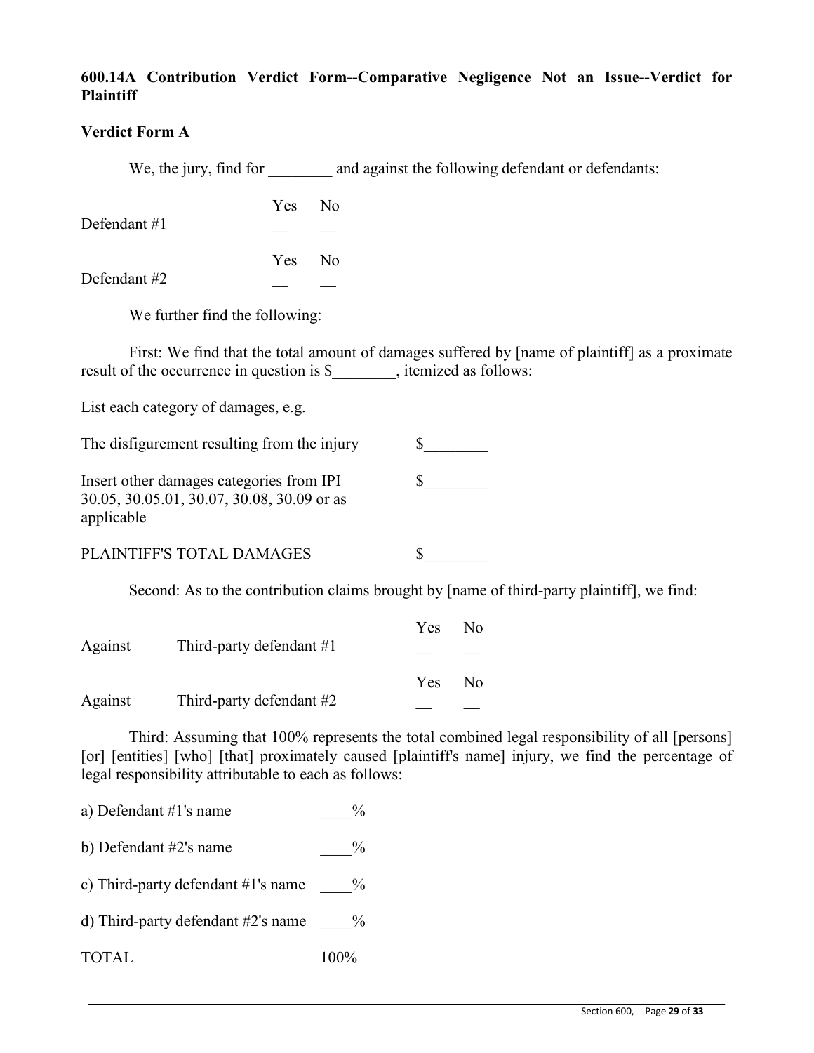**600.14A Contribution Verdict Form--Comparative Negligence Not an Issue--Verdict for Plaintiff**

**Verdict Form A**

We, the jury, find for ________ and against the following defendant or defendants:

| | Yes | No |
|---|---|---|
| Defendant #1 | __ | __ |
| Defendant #2 | __ | __ |

We further find the following:

First: We find that the total amount of damages suffered by [name of plaintiff] as a proximate result of the occurrence in question is $________, itemized as follows:

List each category of damages, e.g.

| | |
|---|---|
| The disfigurement resulting from the injury | $________ |
| Insert other damages categories from IPI 30.05, 30.05.01, 30.07, 30.08, 30.09 or as applicable | $________ |
| PLAINTIFF'S TOTAL DAMAGES | $________ |

Second: As to the contribution claims brought by [name of third-party plaintiff], we find:

| | | Yes | No |
|---|---|---|---|
| Against | Third-party defendant #1 | __ | __ |
| Against | Third-party defendant #2 | __ | __ |

Third: Assuming that 100% represents the total combined legal responsibility of all [persons] [or] [entities] [who] [that] proximately caused [plaintiff's name] injury, we find the percentage of legal responsibility attributable to each as follows:

| | |
|---|---|
| a) Defendant #1's name | ____% |
| b) Defendant #2's name | ____% |
| c) Third-party defendant #1's name | ____% |
| d) Third-party defendant #2's name | ____% |
| TOTAL | 100% |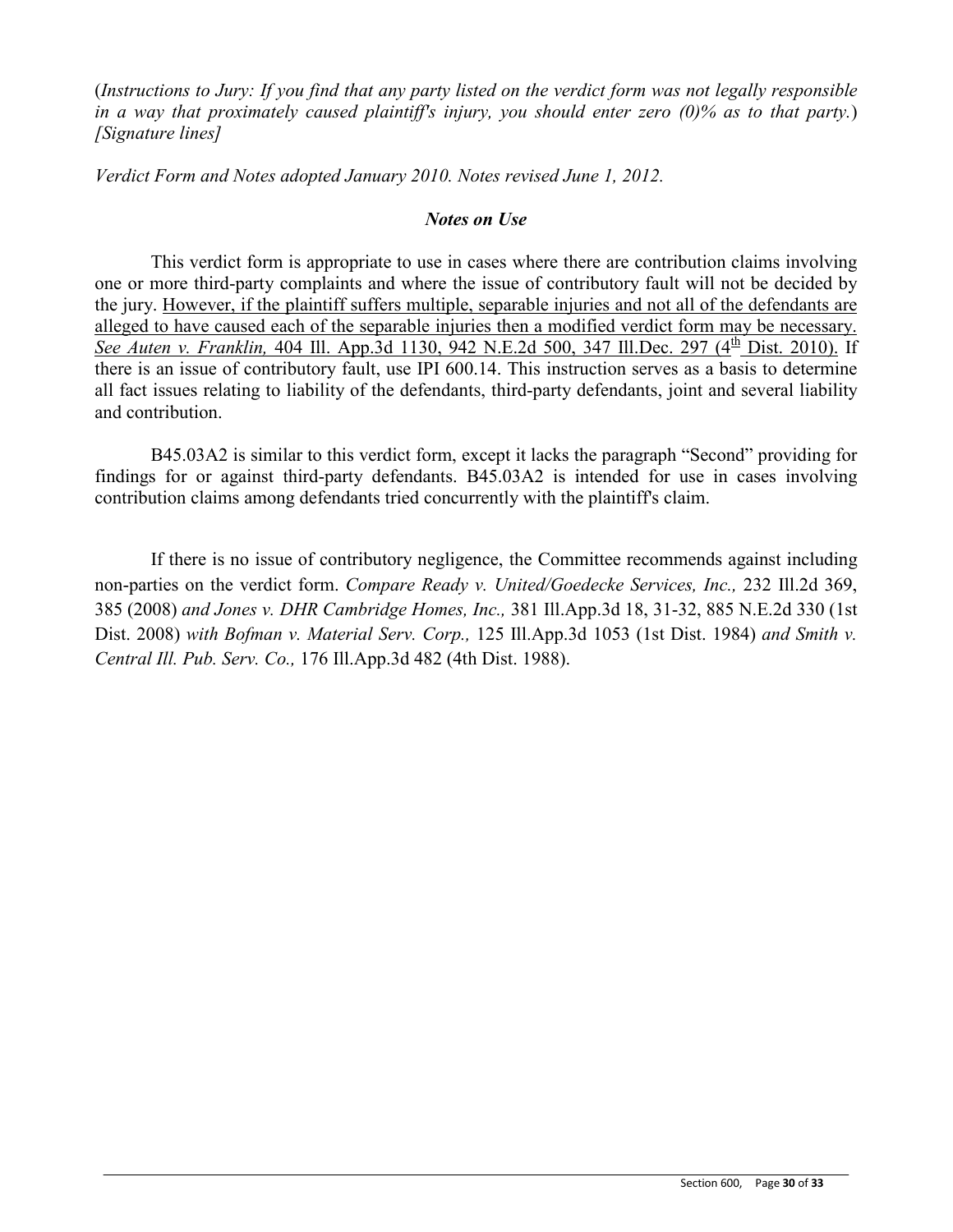(*Instructions to Jury: If you find that any party listed on the verdict form was not legally responsible in a way that proximately caused plaintiff's injury, you should enter zero (0)% as to that party.*) *[Signature lines]*

*Verdict Form and Notes adopted January 2010. Notes revised June 1, 2012.*

### *Notes on Use*

This verdict form is appropriate to use in cases where there are contribution claims involving one or more third-party complaints and where the issue of contributory fault will not be decided by the jury. <u>However, if the plaintiff suffers multiple, separable injuries and not all of the defendants are alleged to have caused each of the separable injuries then a modified verdict form may be necessary. *See Auten v. Franklin,* 404 Ill. App.3d 1130, 942 N.E.2d 500, 347 Ill.Dec. 297 (4th Dist. 2010).</u> If there is an issue of contributory fault, use IPI 600.14. This instruction serves as a basis to determine all fact issues relating to liability of the defendants, third-party defendants, joint and several liability and contribution.

B45.03A2 is similar to this verdict form, except it lacks the paragraph "Second" providing for findings for or against third-party defendants. B45.03A2 is intended for use in cases involving contribution claims among defendants tried concurrently with the plaintiff's claim.

If there is no issue of contributory negligence, the Committee recommends against including non-parties on the verdict form. *Compare Ready v. United/Goedecke Services, Inc.,* 232 Ill.2d 369, 385 (2008) *and Jones v. DHR Cambridge Homes, Inc.,* 381 Ill.App.3d 18, 31-32, 885 N.E.2d 330 (1st Dist. 2008) *with Bofman v. Material Serv. Corp.,* 125 Ill.App.3d 1053 (1st Dist. 1984) *and Smith v. Central Ill. Pub. Serv. Co.,* 176 Ill.App.3d 482 (4th Dist. 1988).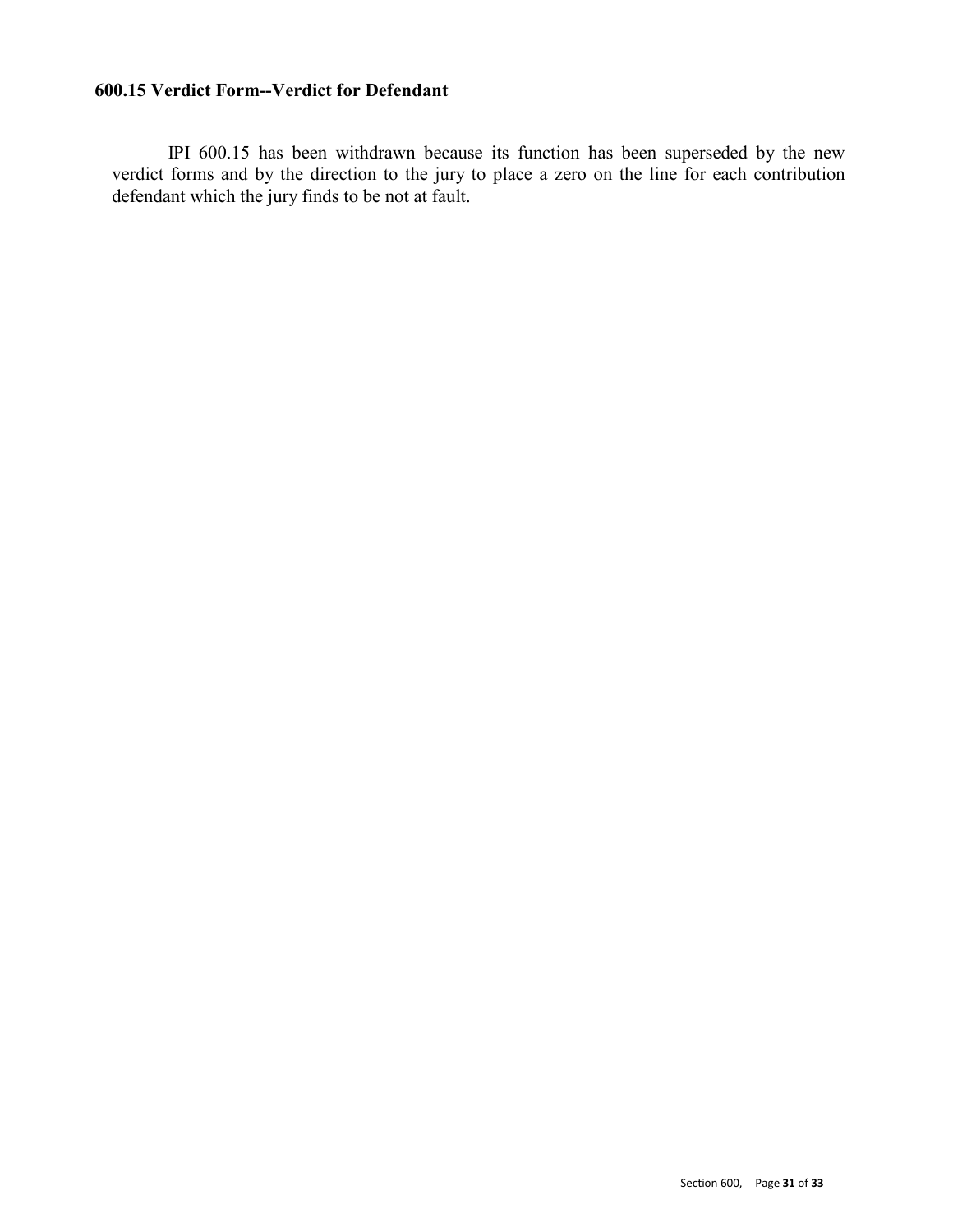### 600.15 Verdict Form--Verdict for Defendant

IPI 600.15 has been withdrawn because its function has been superseded by the new verdict forms and by the direction to the jury to place a zero on the line for each contribution defendant which the jury finds to be not at fault.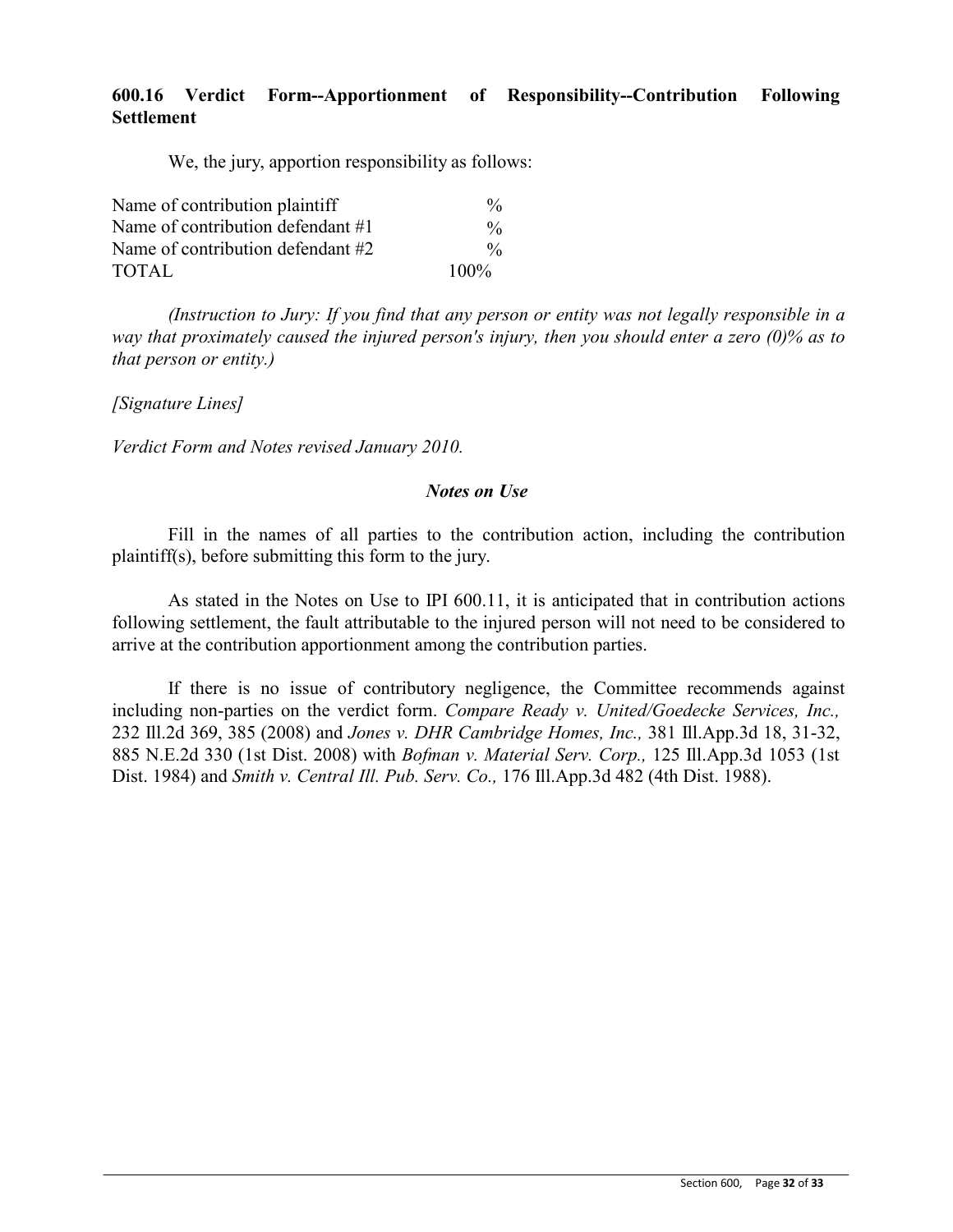**600.16 Verdict Form--Apportionment of Responsibility--Contribution Following Settlement**

We, the jury, apportion responsibility as follows:

| | |
|---|---|
| Name of contribution plaintiff | % |
| Name of contribution defendant #1 | % |
| Name of contribution defendant #2 | % |
| TOTAL | 100% |

*(Instruction to Jury: If you find that any person or entity was not legally responsible in a way that proximately caused the injured person's injury, then you should enter a zero (0)% as to that person or entity.)*

*[Signature Lines]*

*Verdict Form and Notes revised January 2010.*

***Notes on Use***

Fill in the names of all parties to the contribution action, including the contribution plaintiff(s), before submitting this form to the jury.

As stated in the Notes on Use to IPI 600.11, it is anticipated that in contribution actions following settlement, the fault attributable to the injured person will not need to be considered to arrive at the contribution apportionment among the contribution parties.

If there is no issue of contributory negligence, the Committee recommends against including non-parties on the verdict form. *Compare Ready v. United/Goedecke Services, Inc.,* 232 Ill.2d 369, 385 (2008) and *Jones v. DHR Cambridge Homes, Inc.,* 381 Ill.App.3d 18, 31-32, 885 N.E.2d 330 (1st Dist. 2008) with *Bofman v. Material Serv. Corp.,* 125 Ill.App.3d 1053 (1st Dist. 1984) and *Smith v. Central Ill. Pub. Serv. Co.,* 176 Ill.App.3d 482 (4th Dist. 1988).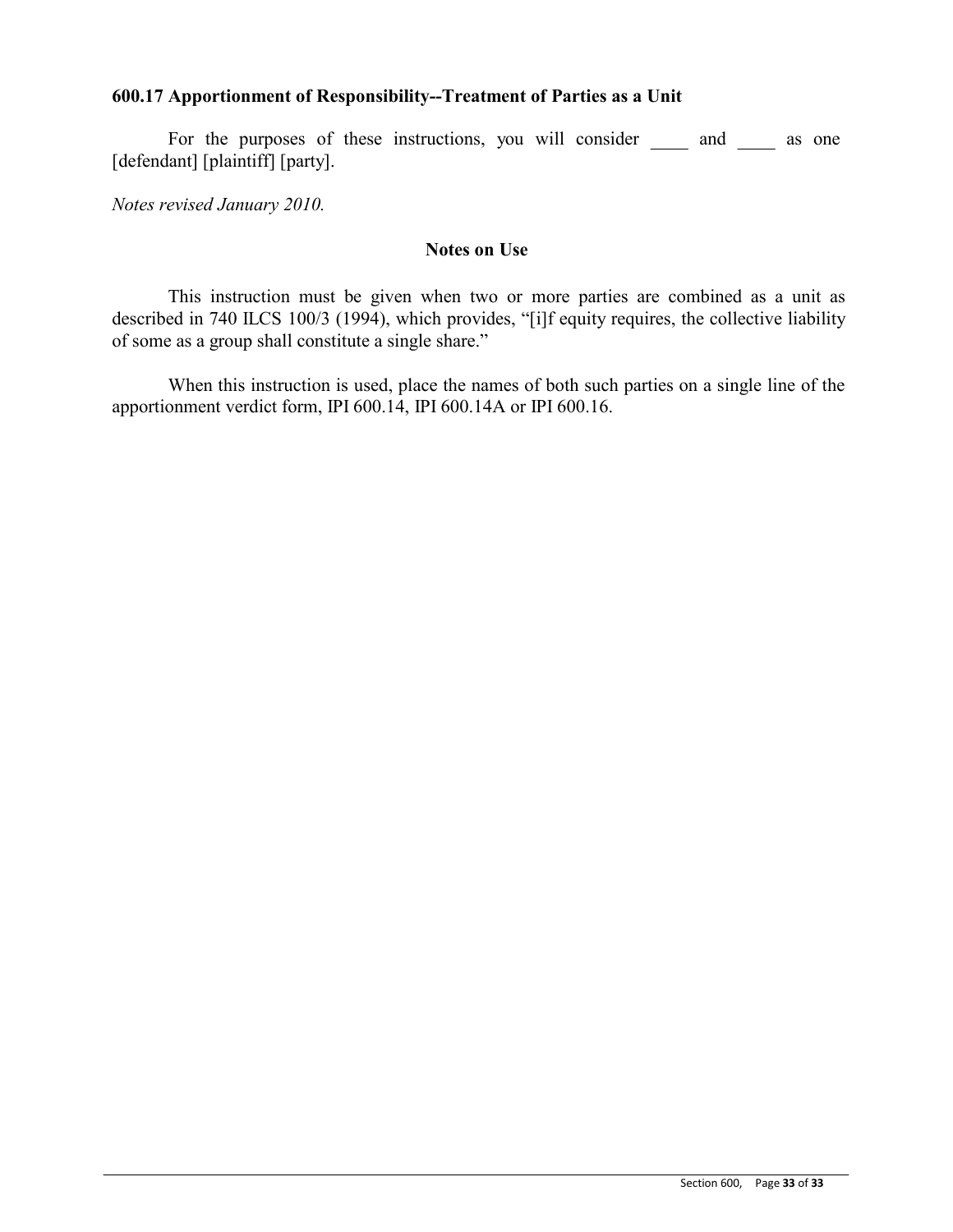### 600.17 Apportionment of Responsibility--Treatment of Parties as a Unit

For the purposes of these instructions, you will consider ____ and ____ as one [defendant] [plaintiff] [party].

*Notes revised January 2010.*

**Notes on Use**

This instruction must be given when two or more parties are combined as a unit as described in 740 ILCS 100/3 (1994), which provides, "[i]f equity requires, the collective liability of some as a group shall constitute a single share."

When this instruction is used, place the names of both such parties on a single line of the apportionment verdict form, IPI 600.14, IPI 600.14A or IPI 600.16.